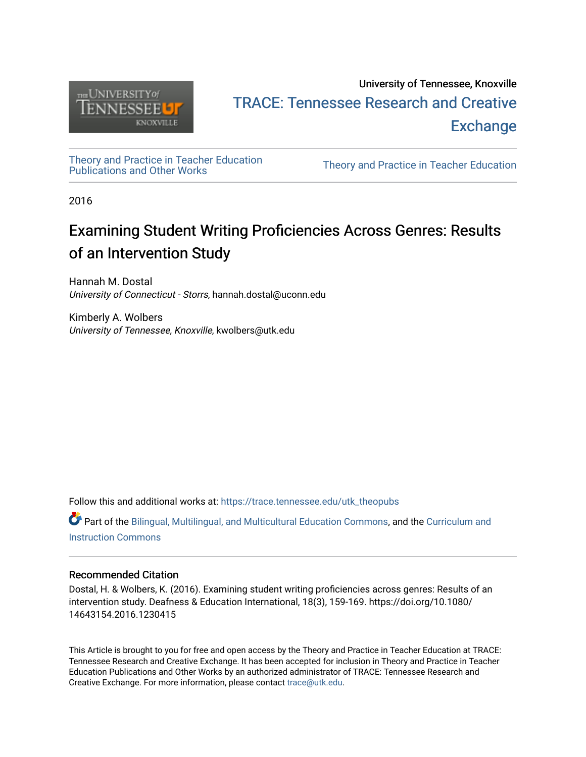University of Tennessee, Knoxville

TRACE: Tennessee Research and Creative Exchange

Theory and Practice in Teacher Education Publications and Other Works

Theory and Practice in Teacher Education

2016

# Examining Student Writing Proficiencies Across Genres: Results of an Intervention Study

Hannah M. Dostal
*University of Connecticut - Storrs*, hannah.dostal@uconn.edu

Kimberly A. Wolbers
*University of Tennessee, Knoxville*, kwolbers@utk.edu

Follow this and additional works at: https://trace.tennessee.edu/utk_theopubs

Part of the Bilingual, Multilingual, and Multicultural Education Commons, and the Curriculum and Instruction Commons

### Recommended Citation

Dostal, H. & Wolbers, K. (2016). Examining student writing proficiencies across genres: Results of an intervention study. Deafness & Education International, 18(3), 159-169. https://doi.org/10.1080/14643154.2016.1230415

This Article is brought to you for free and open access by the Theory and Practice in Teacher Education at TRACE: Tennessee Research and Creative Exchange. It has been accepted for inclusion in Theory and Practice in Teacher Education Publications and Other Works by an authorized administrator of TRACE: Tennessee Research and Creative Exchange. For more information, please contact trace@utk.edu.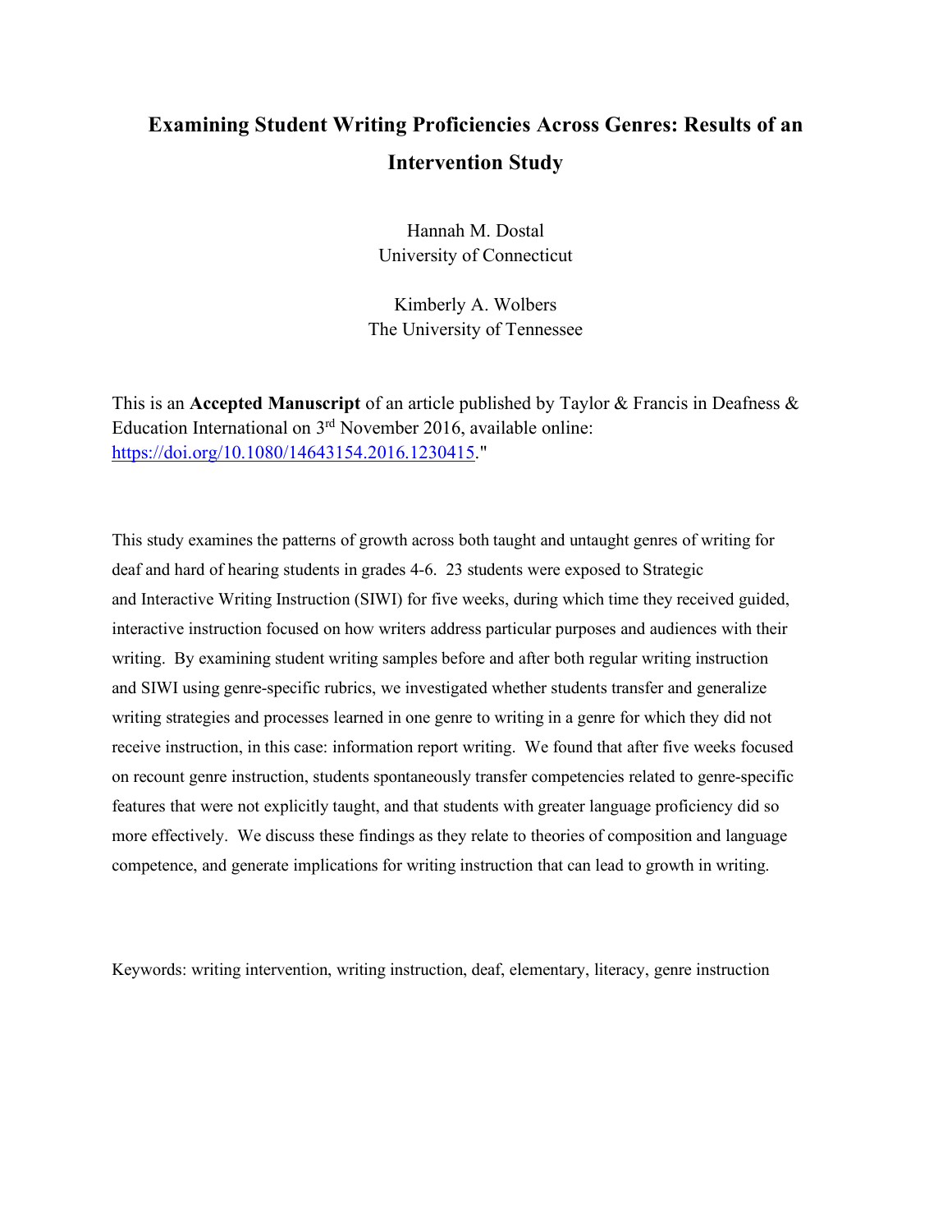# Examining Student Writing Proficiencies Across Genres: Results of an Intervention Study

Hannah M. Dostal
University of Connecticut

Kimberly A. Wolbers
The University of Tennessee

This is an **Accepted Manuscript** of an article published by Taylor & Francis in Deafness & Education International on 3rd November 2016, available online: https://doi.org/10.1080/14643154.2016.1230415."

This study examines the patterns of growth across both taught and untaught genres of writing for deaf and hard of hearing students in grades 4-6. 23 students were exposed to Strategic and Interactive Writing Instruction (SIWI) for five weeks, during which time they received guided, interactive instruction focused on how writers address particular purposes and audiences with their writing. By examining student writing samples before and after both regular writing instruction and SIWI using genre-specific rubrics, we investigated whether students transfer and generalize writing strategies and processes learned in one genre to writing in a genre for which they did not receive instruction, in this case: information report writing. We found that after five weeks focused on recount genre instruction, students spontaneously transfer competencies related to genre-specific features that were not explicitly taught, and that students with greater language proficiency did so more effectively. We discuss these findings as they relate to theories of composition and language competence, and generate implications for writing instruction that can lead to growth in writing.

Keywords: writing intervention, writing instruction, deaf, elementary, literacy, genre instruction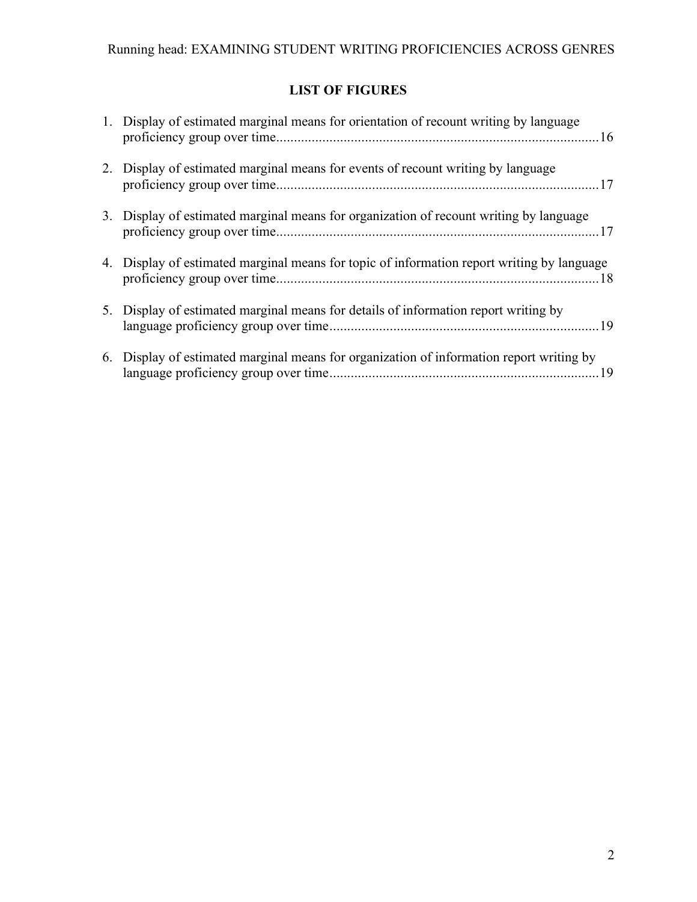## LIST OF FIGURES

1. Display of estimated marginal means for orientation of recount writing by language proficiency group over time........................................................................................16
2. Display of estimated marginal means for events of recount writing by language proficiency group over time........................................................................................17
3. Display of estimated marginal means for organization of recount writing by language proficiency group over time........................................................................................17
4. Display of estimated marginal means for topic of information report writing by language proficiency group over time........................................................................................18
5. Display of estimated marginal means for details of information report writing by language proficiency group over time........................................................................19
6. Display of estimated marginal means for organization of information report writing by language proficiency group over time........................................................................19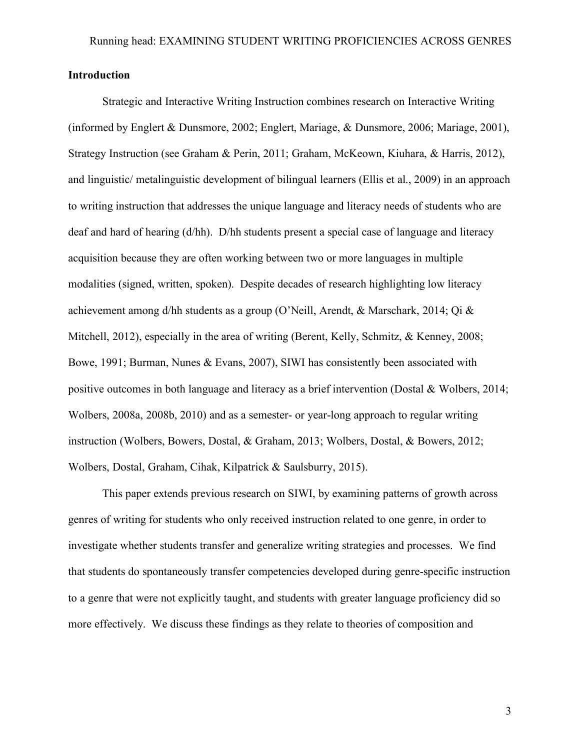## Introduction

Strategic and Interactive Writing Instruction combines research on Interactive Writing (informed by Englert & Dunsmore, 2002; Englert, Mariage, & Dunsmore, 2006; Mariage, 2001), Strategy Instruction (see Graham & Perin, 2011; Graham, McKeown, Kiuhara, & Harris, 2012), and linguistic/ metalinguistic development of bilingual learners (Ellis et al., 2009) in an approach to writing instruction that addresses the unique language and literacy needs of students who are deaf and hard of hearing (d/hh). D/hh students present a special case of language and literacy acquisition because they are often working between two or more languages in multiple modalities (signed, written, spoken). Despite decades of research highlighting low literacy achievement among d/hh students as a group (O'Neill, Arendt, & Marschark, 2014; Qi & Mitchell, 2012), especially in the area of writing (Berent, Kelly, Schmitz, & Kenney, 2008; Bowe, 1991; Burman, Nunes & Evans, 2007), SIWI has consistently been associated with positive outcomes in both language and literacy as a brief intervention (Dostal & Wolbers, 2014; Wolbers, 2008a, 2008b, 2010) and as a semester- or year-long approach to regular writing instruction (Wolbers, Bowers, Dostal, & Graham, 2013; Wolbers, Dostal, & Bowers, 2012; Wolbers, Dostal, Graham, Cihak, Kilpatrick & Saulsburry, 2015).

This paper extends previous research on SIWI, by examining patterns of growth across genres of writing for students who only received instruction related to one genre, in order to investigate whether students transfer and generalize writing strategies and processes. We find that students do spontaneously transfer competencies developed during genre-specific instruction to a genre that were not explicitly taught, and students with greater language proficiency did so more effectively. We discuss these findings as they relate to theories of composition and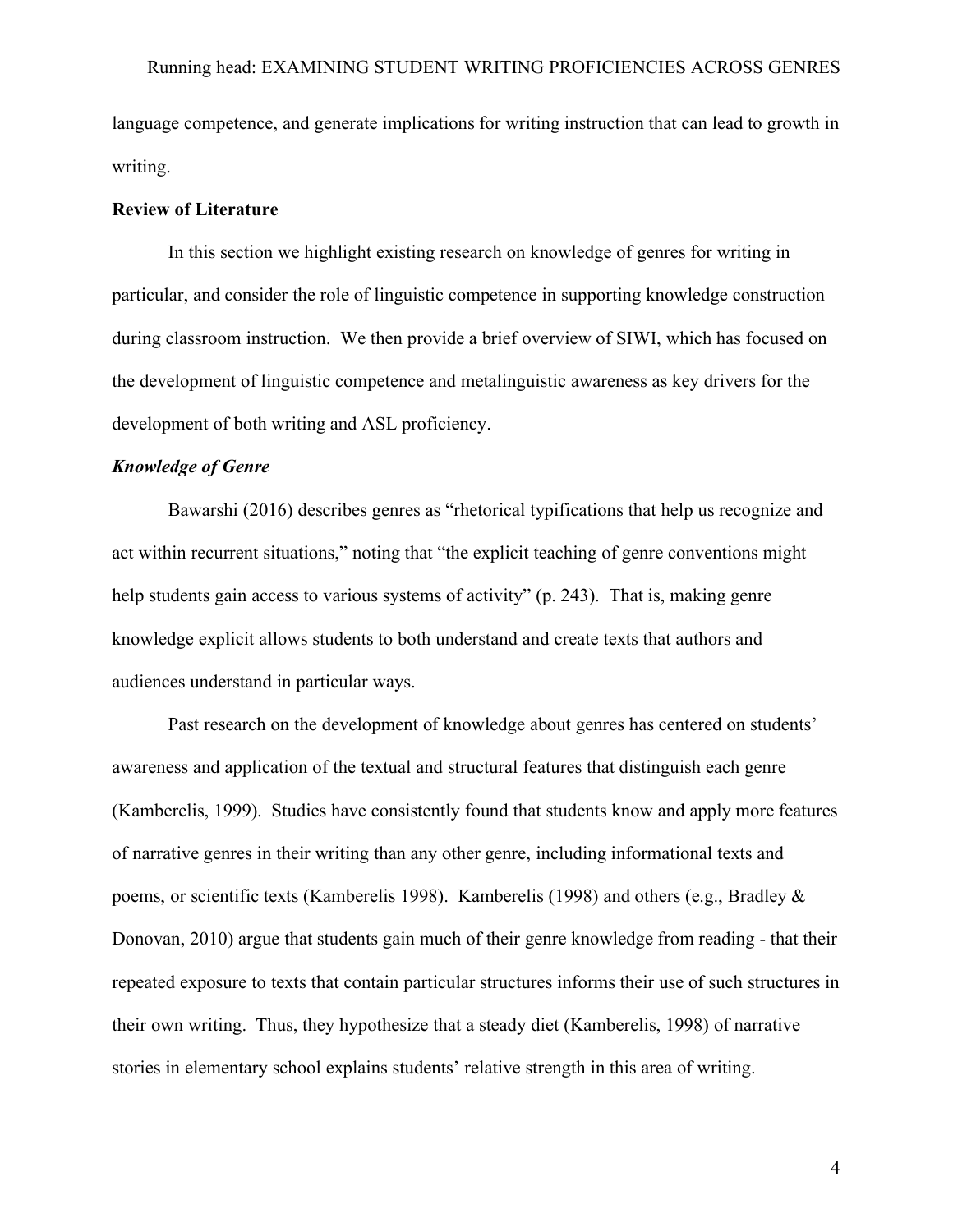language competence, and generate implications for writing instruction that can lead to growth in writing.

## Review of Literature

In this section we highlight existing research on knowledge of genres for writing in particular, and consider the role of linguistic competence in supporting knowledge construction during classroom instruction. We then provide a brief overview of SIWI, which has focused on the development of linguistic competence and metalinguistic awareness as key drivers for the development of both writing and ASL proficiency.

### *Knowledge of Genre*

Bawarshi (2016) describes genres as "rhetorical typifications that help us recognize and act within recurrent situations," noting that "the explicit teaching of genre conventions might help students gain access to various systems of activity" (p. 243). That is, making genre knowledge explicit allows students to both understand and create texts that authors and audiences understand in particular ways.

Past research on the development of knowledge about genres has centered on students' awareness and application of the textual and structural features that distinguish each genre (Kamberelis, 1999). Studies have consistently found that students know and apply more features of narrative genres in their writing than any other genre, including informational texts and poems, or scientific texts (Kamberelis 1998). Kamberelis (1998) and others (e.g., Bradley & Donovan, 2010) argue that students gain much of their genre knowledge from reading - that their repeated exposure to texts that contain particular structures informs their use of such structures in their own writing. Thus, they hypothesize that a steady diet (Kamberelis, 1998) of narrative stories in elementary school explains students' relative strength in this area of writing.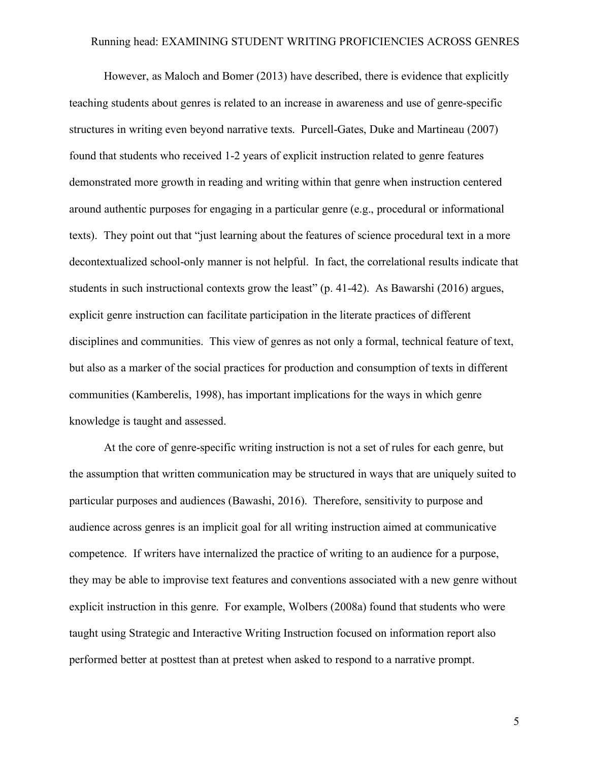However, as Maloch and Bomer (2013) have described, there is evidence that explicitly teaching students about genres is related to an increase in awareness and use of genre-specific structures in writing even beyond narrative texts. Purcell-Gates, Duke and Martineau (2007) found that students who received 1-2 years of explicit instruction related to genre features demonstrated more growth in reading and writing within that genre when instruction centered around authentic purposes for engaging in a particular genre (e.g., procedural or informational texts). They point out that "just learning about the features of science procedural text in a more decontextualized school-only manner is not helpful. In fact, the correlational results indicate that students in such instructional contexts grow the least" (p. 41-42). As Bawarshi (2016) argues, explicit genre instruction can facilitate participation in the literate practices of different disciplines and communities. This view of genres as not only a formal, technical feature of text, but also as a marker of the social practices for production and consumption of texts in different communities (Kamberelis, 1998), has important implications for the ways in which genre knowledge is taught and assessed.

At the core of genre-specific writing instruction is not a set of rules for each genre, but the assumption that written communication may be structured in ways that are uniquely suited to particular purposes and audiences (Bawashi, 2016). Therefore, sensitivity to purpose and audience across genres is an implicit goal for all writing instruction aimed at communicative competence. If writers have internalized the practice of writing to an audience for a purpose, they may be able to improvise text features and conventions associated with a new genre without explicit instruction in this genre. For example, Wolbers (2008a) found that students who were taught using Strategic and Interactive Writing Instruction focused on information report also performed better at posttest than at pretest when asked to respond to a narrative prompt.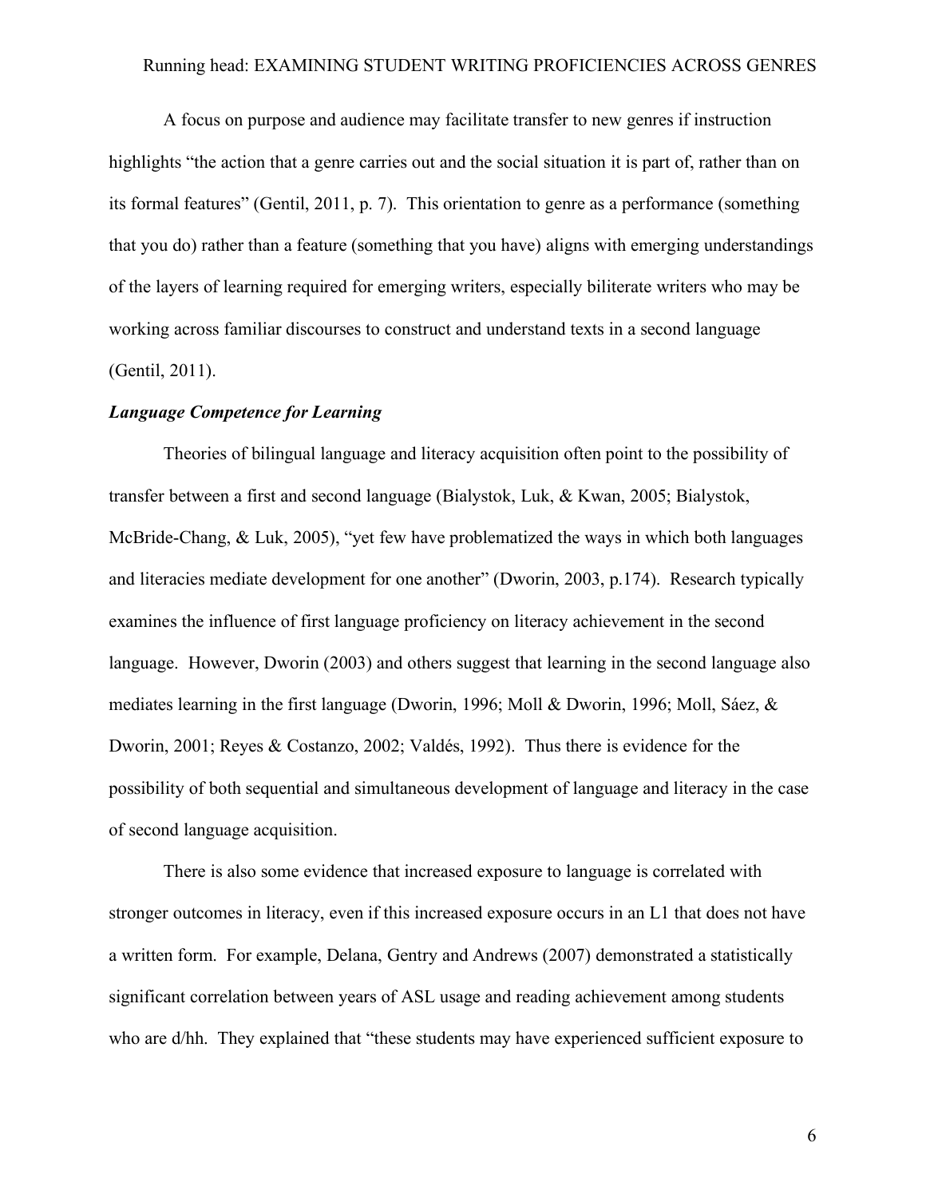A focus on purpose and audience may facilitate transfer to new genres if instruction highlights "the action that a genre carries out and the social situation it is part of, rather than on its formal features" (Gentil, 2011, p. 7). This orientation to genre as a performance (something that you do) rather than a feature (something that you have) aligns with emerging understandings of the layers of learning required for emerging writers, especially biliterate writers who may be working across familiar discourses to construct and understand texts in a second language (Gentil, 2011).

### ***Language Competence for Learning***

Theories of bilingual language and literacy acquisition often point to the possibility of transfer between a first and second language (Bialystok, Luk, & Kwan, 2005; Bialystok, McBride-Chang, & Luk, 2005), "yet few have problematized the ways in which both languages and literacies mediate development for one another" (Dworin, 2003, p.174). Research typically examines the influence of first language proficiency on literacy achievement in the second language. However, Dworin (2003) and others suggest that learning in the second language also mediates learning in the first language (Dworin, 1996; Moll & Dworin, 1996; Moll, Sáez, & Dworin, 2001; Reyes & Costanzo, 2002; Valdés, 1992). Thus there is evidence for the possibility of both sequential and simultaneous development of language and literacy in the case of second language acquisition.

There is also some evidence that increased exposure to language is correlated with stronger outcomes in literacy, even if this increased exposure occurs in an L1 that does not have a written form. For example, Delana, Gentry and Andrews (2007) demonstrated a statistically significant correlation between years of ASL usage and reading achievement among students who are d/hh. They explained that "these students may have experienced sufficient exposure to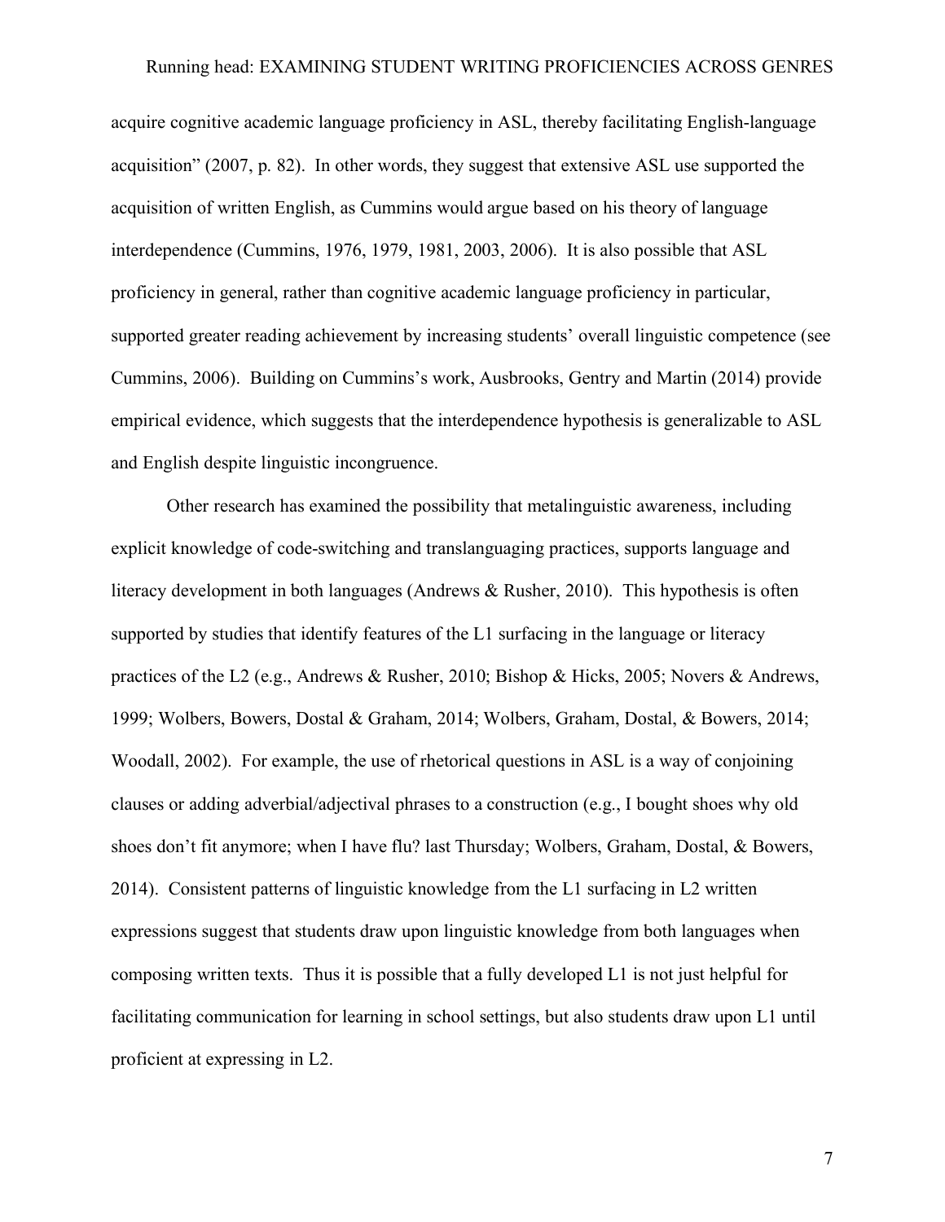acquire cognitive academic language proficiency in ASL, thereby facilitating English-language acquisition" (2007, p. 82). In other words, they suggest that extensive ASL use supported the acquisition of written English, as Cummins would argue based on his theory of language interdependence (Cummins, 1976, 1979, 1981, 2003, 2006). It is also possible that ASL proficiency in general, rather than cognitive academic language proficiency in particular, supported greater reading achievement by increasing students' overall linguistic competence (see Cummins, 2006). Building on Cummins's work, Ausbrooks, Gentry and Martin (2014) provide empirical evidence, which suggests that the interdependence hypothesis is generalizable to ASL and English despite linguistic incongruence.

Other research has examined the possibility that metalinguistic awareness, including explicit knowledge of code-switching and translanguaging practices, supports language and literacy development in both languages (Andrews & Rusher, 2010). This hypothesis is often supported by studies that identify features of the L1 surfacing in the language or literacy practices of the L2 (e.g., Andrews & Rusher, 2010; Bishop & Hicks, 2005; Novers & Andrews, 1999; Wolbers, Bowers, Dostal & Graham, 2014; Wolbers, Graham, Dostal, & Bowers, 2014; Woodall, 2002). For example, the use of rhetorical questions in ASL is a way of conjoining clauses or adding adverbial/adjectival phrases to a construction (e.g., I bought shoes why old shoes don't fit anymore; when I have flu? last Thursday; Wolbers, Graham, Dostal, & Bowers, 2014). Consistent patterns of linguistic knowledge from the L1 surfacing in L2 written expressions suggest that students draw upon linguistic knowledge from both languages when composing written texts. Thus it is possible that a fully developed L1 is not just helpful for facilitating communication for learning in school settings, but also students draw upon L1 until proficient at expressing in L2.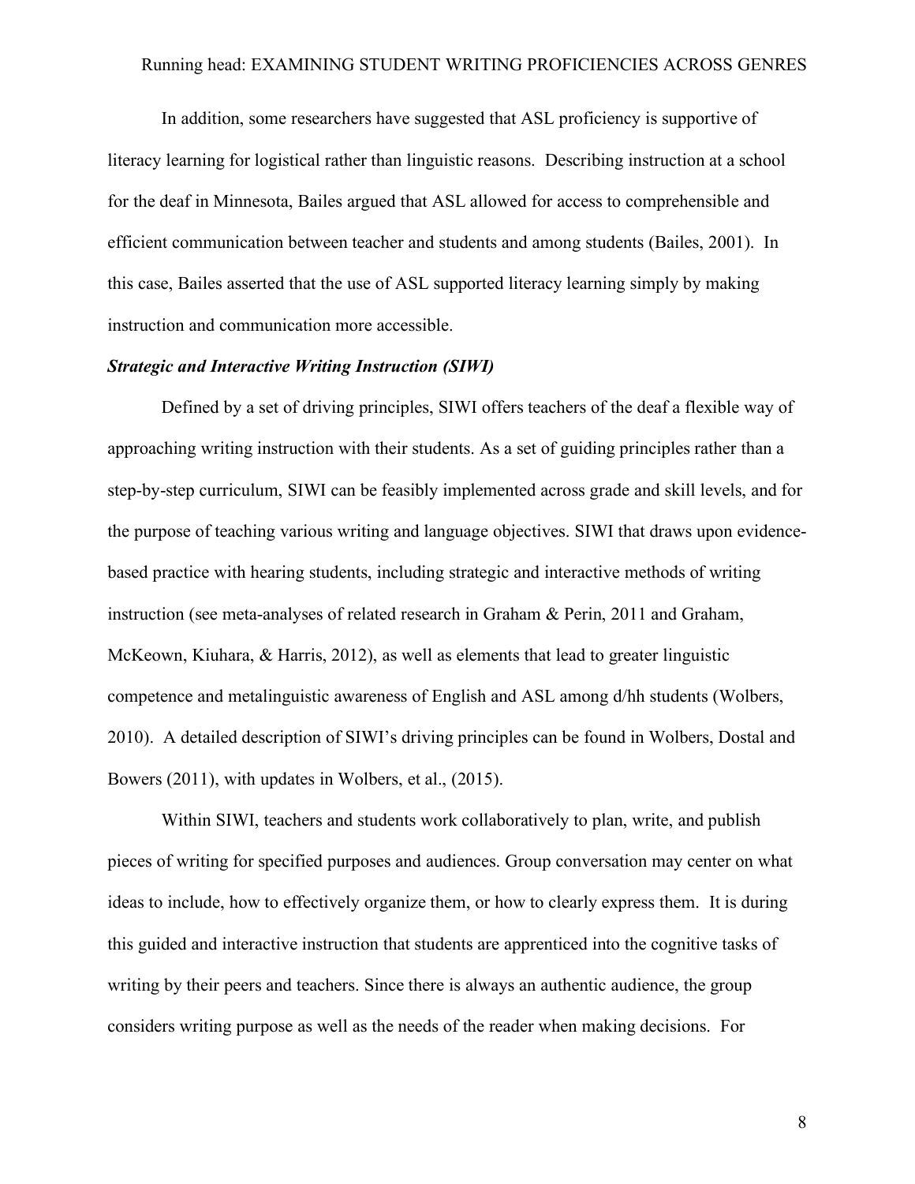In addition, some researchers have suggested that ASL proficiency is supportive of literacy learning for logistical rather than linguistic reasons. Describing instruction at a school for the deaf in Minnesota, Bailes argued that ASL allowed for access to comprehensible and efficient communication between teacher and students and among students (Bailes, 2001). In this case, Bailes asserted that the use of ASL supported literacy learning simply by making instruction and communication more accessible.

### *Strategic and Interactive Writing Instruction (SIWI)*

Defined by a set of driving principles, SIWI offers teachers of the deaf a flexible way of approaching writing instruction with their students. As a set of guiding principles rather than a step-by-step curriculum, SIWI can be feasibly implemented across grade and skill levels, and for the purpose of teaching various writing and language objectives. SIWI that draws upon evidence-based practice with hearing students, including strategic and interactive methods of writing instruction (see meta-analyses of related research in Graham & Perin, 2011 and Graham, McKeown, Kiuhara, & Harris, 2012), as well as elements that lead to greater linguistic competence and metalinguistic awareness of English and ASL among d/hh students (Wolbers, 2010). A detailed description of SIWI's driving principles can be found in Wolbers, Dostal and Bowers (2011), with updates in Wolbers, et al., (2015).

Within SIWI, teachers and students work collaboratively to plan, write, and publish pieces of writing for specified purposes and audiences. Group conversation may center on what ideas to include, how to effectively organize them, or how to clearly express them. It is during this guided and interactive instruction that students are apprenticed into the cognitive tasks of writing by their peers and teachers. Since there is always an authentic audience, the group considers writing purpose as well as the needs of the reader when making decisions. For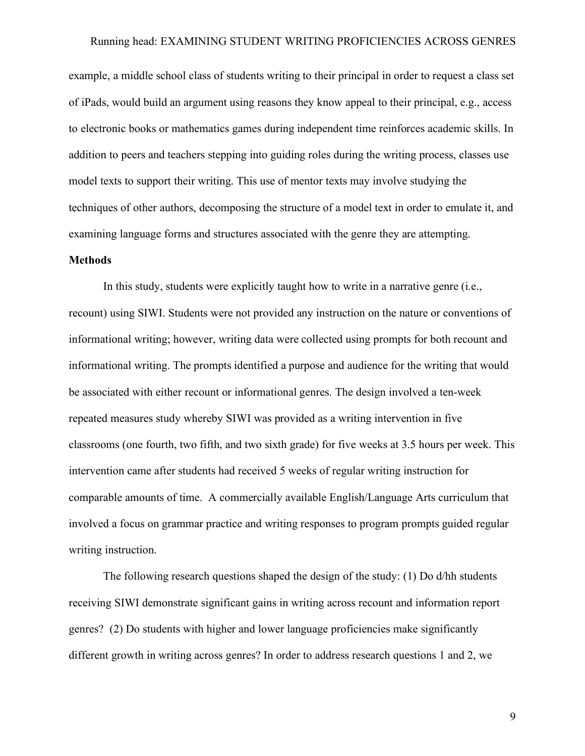example, a middle school class of students writing to their principal in order to request a class set of iPads, would build an argument using reasons they know appeal to their principal, e.g., access to electronic books or mathematics games during independent time reinforces academic skills. In addition to peers and teachers stepping into guiding roles during the writing process, classes use model texts to support their writing. This use of mentor texts may involve studying the techniques of other authors, decomposing the structure of a model text in order to emulate it, and examining language forms and structures associated with the genre they are attempting.

**Methods**

In this study, students were explicitly taught how to write in a narrative genre (i.e., recount) using SIWI. Students were not provided any instruction on the nature or conventions of informational writing; however, writing data were collected using prompts for both recount and informational writing. The prompts identified a purpose and audience for the writing that would be associated with either recount or informational genres. The design involved a ten-week repeated measures study whereby SIWI was provided as a writing intervention in five classrooms (one fourth, two fifth, and two sixth grade) for five weeks at 3.5 hours per week. This intervention came after students had received 5 weeks of regular writing instruction for comparable amounts of time. A commercially available English/Language Arts curriculum that involved a focus on grammar practice and writing responses to program prompts guided regular writing instruction.

The following research questions shaped the design of the study: (1) Do d/hh students receiving SIWI demonstrate significant gains in writing across recount and information report genres? (2) Do students with higher and lower language proficiencies make significantly different growth in writing across genres? In order to address research questions 1 and 2, we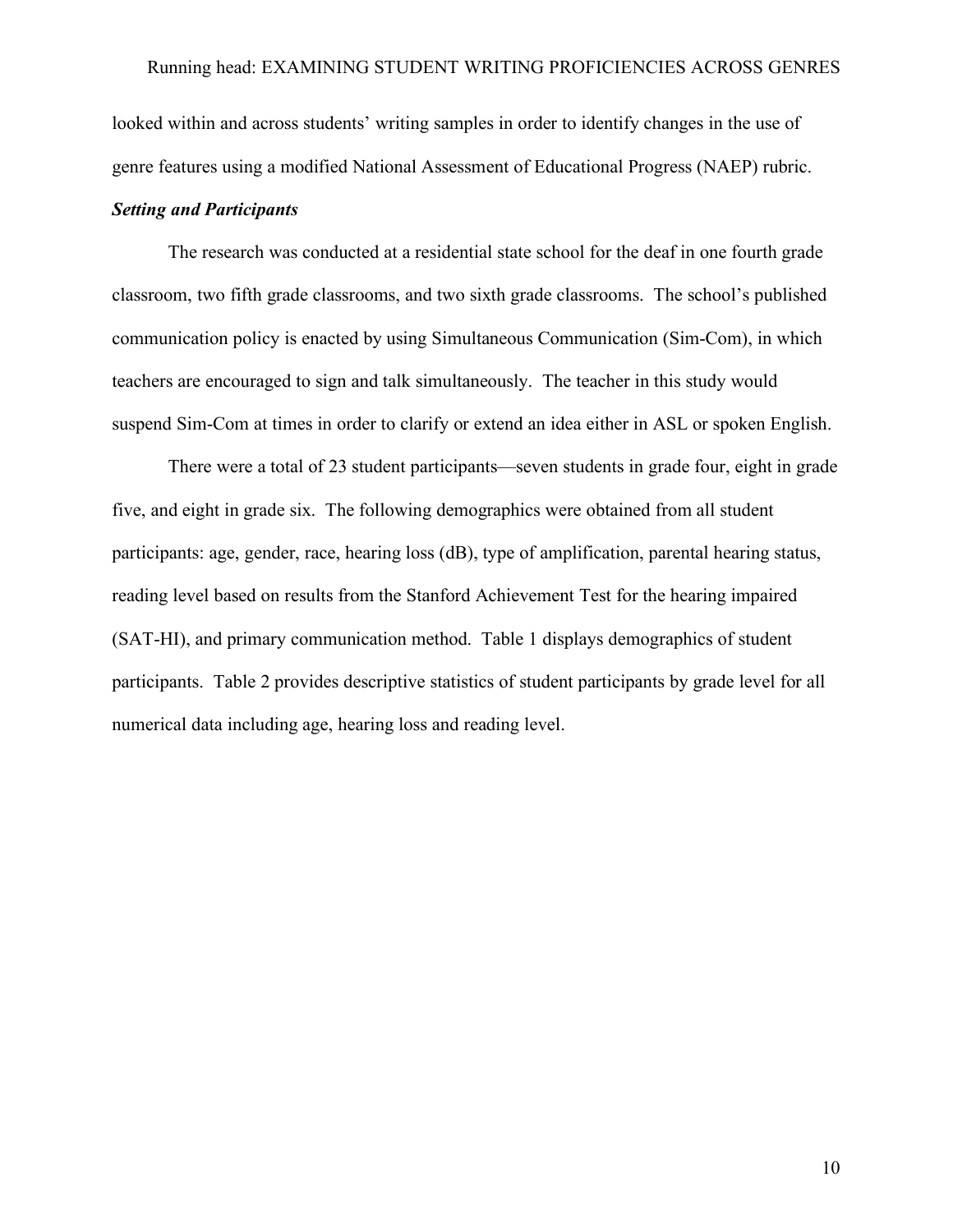looked within and across students' writing samples in order to identify changes in the use of genre features using a modified National Assessment of Educational Progress (NAEP) rubric.

### ***Setting and Participants***

The research was conducted at a residential state school for the deaf in one fourth grade classroom, two fifth grade classrooms, and two sixth grade classrooms. The school's published communication policy is enacted by using Simultaneous Communication (Sim-Com), in which teachers are encouraged to sign and talk simultaneously. The teacher in this study would suspend Sim-Com at times in order to clarify or extend an idea either in ASL or spoken English.

There were a total of 23 student participants—seven students in grade four, eight in grade five, and eight in grade six. The following demographics were obtained from all student participants: age, gender, race, hearing loss (dB), type of amplification, parental hearing status, reading level based on results from the Stanford Achievement Test for the hearing impaired (SAT-HI), and primary communication method. Table 1 displays demographics of student participants. Table 2 provides descriptive statistics of student participants by grade level for all numerical data including age, hearing loss and reading level.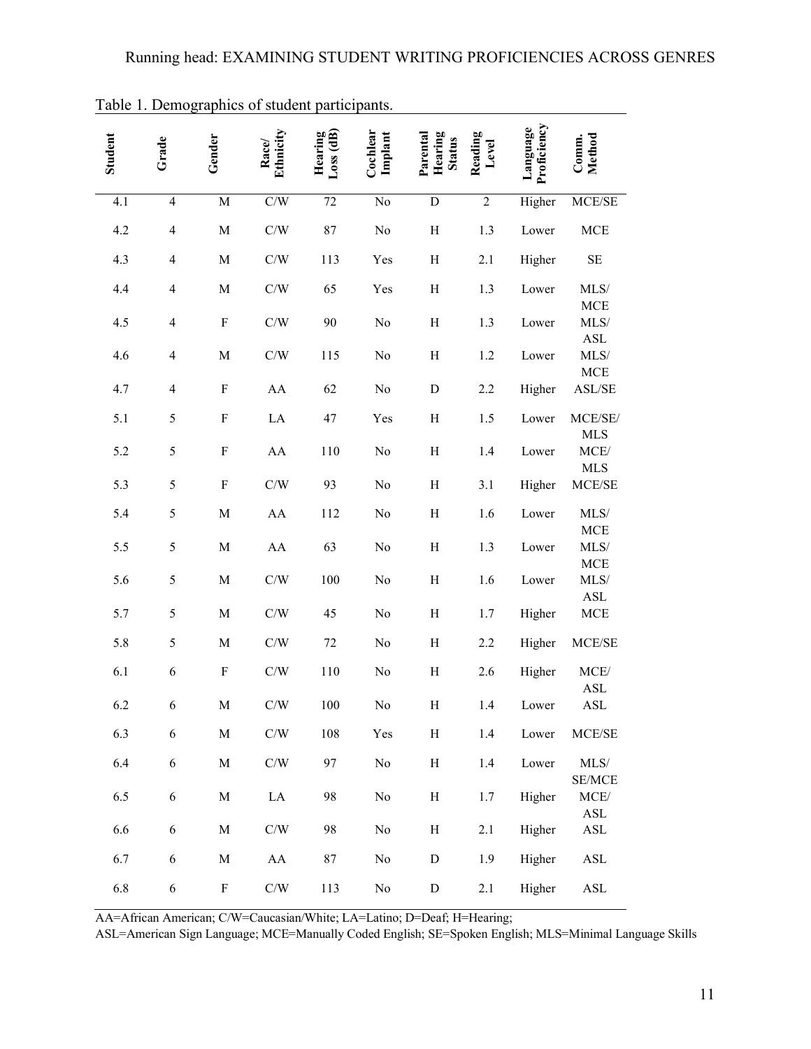Table 1. Demographics of student participants.

| Student | Grade | Gender | Race/ Ethnicity | Hearing Loss (dB) | Cochlear Implant | Parental Hearing Status | Reading Level | Language Proficiency | Comm. Method |
|---|---|---|---|---|---|---|---|---|---|
| 4.1 | 4 | M | C/W | 72 | No | D | 2 | Higher | MCE/SE |
| 4.2 | 4 | M | C/W | 87 | No | H | 1.3 | Lower | MCE |
| 4.3 | 4 | M | C/W | 113 | Yes | H | 2.1 | Higher | SE |
| 4.4 | 4 | M | C/W | 65 | Yes | H | 1.3 | Lower | MLS/ MCE |
| 4.5 | 4 | F | C/W | 90 | No | H | 1.3 | Lower | MLS/ ASL |
| 4.6 | 4 | M | C/W | 115 | No | H | 1.2 | Lower | MLS/ MCE |
| 4.7 | 4 | F | AA | 62 | No | D | 2.2 | Higher | ASL/SE |
| 5.1 | 5 | F | LA | 47 | Yes | H | 1.5 | Lower | MCE/SE/ MLS |
| 5.2 | 5 | F | AA | 110 | No | H | 1.4 | Lower | MCE/ MLS |
| 5.3 | 5 | F | C/W | 93 | No | H | 3.1 | Higher | MCE/SE |
| 5.4 | 5 | M | AA | 112 | No | H | 1.6 | Lower | MLS/ MCE |
| 5.5 | 5 | M | AA | 63 | No | H | 1.3 | Lower | MLS/ MCE |
| 5.6 | 5 | M | C/W | 100 | No | H | 1.6 | Lower | MLS/ ASL |
| 5.7 | 5 | M | C/W | 45 | No | H | 1.7 | Higher | MCE |
| 5.8 | 5 | M | C/W | 72 | No | H | 2.2 | Higher | MCE/SE |
| 6.1 | 6 | F | C/W | 110 | No | H | 2.6 | Higher | MCE/ ASL |
| 6.2 | 6 | M | C/W | 100 | No | H | 1.4 | Lower | ASL |
| 6.3 | 6 | M | C/W | 108 | Yes | H | 1.4 | Lower | MCE/SE |
| 6.4 | 6 | M | C/W | 97 | No | H | 1.4 | Lower | MLS/ SE/MCE |
| 6.5 | 6 | M | LA | 98 | No | H | 1.7 | Higher | MCE/ ASL |
| 6.6 | 6 | M | C/W | 98 | No | H | 2.1 | Higher | ASL |
| 6.7 | 6 | M | AA | 87 | No | D | 1.9 | Higher | ASL |
| 6.8 | 6 | F | C/W | 113 | No | D | 2.1 | Higher | ASL |

AA=African American; C/W=Caucasian/White; LA=Latino; D=Deaf; H=Hearing;
ASL=American Sign Language; MCE=Manually Coded English; SE=Spoken English; MLS=Minimal Language Skills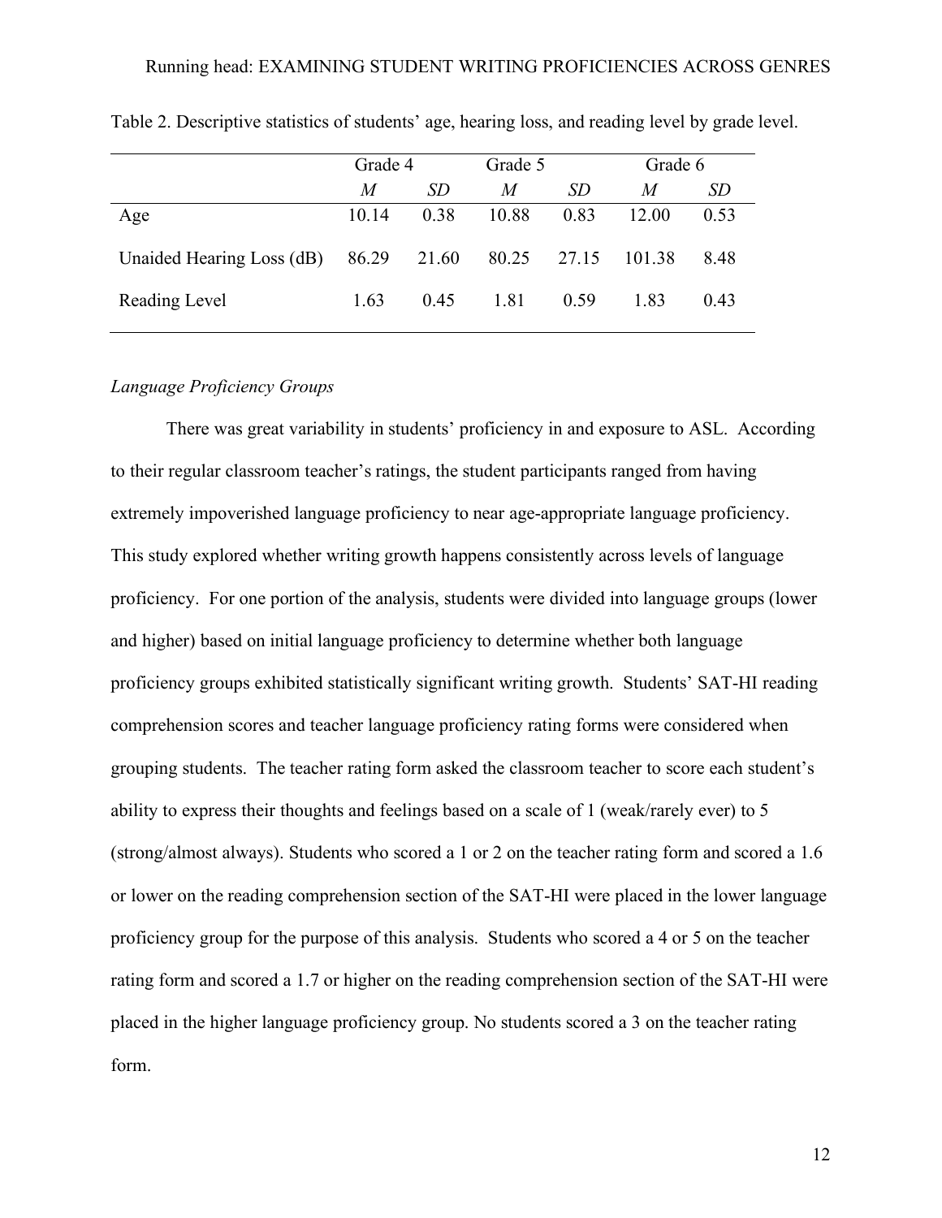Table 2. Descriptive statistics of students' age, hearing loss, and reading level by grade level.

| | Grade 4 | | Grade 5 | | Grade 6 | |
|---|---|---|---|---|---|---|
| | *M* | *SD* | *M* | *SD* | *M* | *SD* |
| Age | 10.14 | 0.38 | 10.88 | 0.83 | 12.00 | 0.53 |
| Unaided Hearing Loss (dB) | 86.29 | 21.60 | 80.25 | 27.15 | 101.38 | 8.48 |
| Reading Level | 1.63 | 0.45 | 1.81 | 0.59 | 1.83 | 0.43 |

*Language Proficiency Groups*

There was great variability in students' proficiency in and exposure to ASL. According to their regular classroom teacher's ratings, the student participants ranged from having extremely impoverished language proficiency to near age-appropriate language proficiency. This study explored whether writing growth happens consistently across levels of language proficiency. For one portion of the analysis, students were divided into language groups (lower and higher) based on initial language proficiency to determine whether both language proficiency groups exhibited statistically significant writing growth. Students' SAT-HI reading comprehension scores and teacher language proficiency rating forms were considered when grouping students. The teacher rating form asked the classroom teacher to score each student's ability to express their thoughts and feelings based on a scale of 1 (weak/rarely ever) to 5 (strong/almost always). Students who scored a 1 or 2 on the teacher rating form and scored a 1.6 or lower on the reading comprehension section of the SAT-HI were placed in the lower language proficiency group for the purpose of this analysis. Students who scored a 4 or 5 on the teacher rating form and scored a 1.7 or higher on the reading comprehension section of the SAT-HI were placed in the higher language proficiency group. No students scored a 3 on the teacher rating form.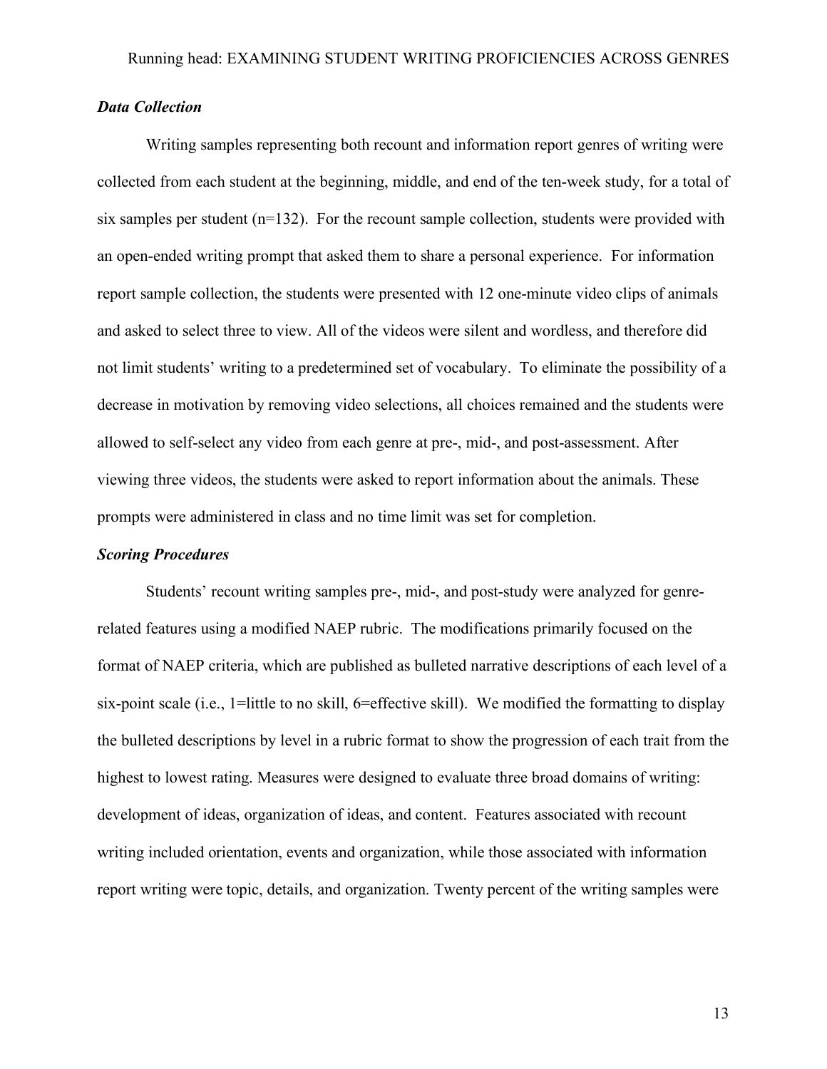### *Data Collection*

Writing samples representing both recount and information report genres of writing were collected from each student at the beginning, middle, and end of the ten-week study, for a total of six samples per student (n=132). For the recount sample collection, students were provided with an open-ended writing prompt that asked them to share a personal experience. For information report sample collection, the students were presented with 12 one-minute video clips of animals and asked to select three to view. All of the videos were silent and wordless, and therefore did not limit students' writing to a predetermined set of vocabulary. To eliminate the possibility of a decrease in motivation by removing video selections, all choices remained and the students were allowed to self-select any video from each genre at pre-, mid-, and post-assessment. After viewing three videos, the students were asked to report information about the animals. These prompts were administered in class and no time limit was set for completion.

### *Scoring Procedures*

Students' recount writing samples pre-, mid-, and post-study were analyzed for genre-related features using a modified NAEP rubric. The modifications primarily focused on the format of NAEP criteria, which are published as bulleted narrative descriptions of each level of a six-point scale (i.e., 1=little to no skill, 6=effective skill). We modified the formatting to display the bulleted descriptions by level in a rubric format to show the progression of each trait from the highest to lowest rating. Measures were designed to evaluate three broad domains of writing: development of ideas, organization of ideas, and content. Features associated with recount writing included orientation, events and organization, while those associated with information report writing were topic, details, and organization. Twenty percent of the writing samples were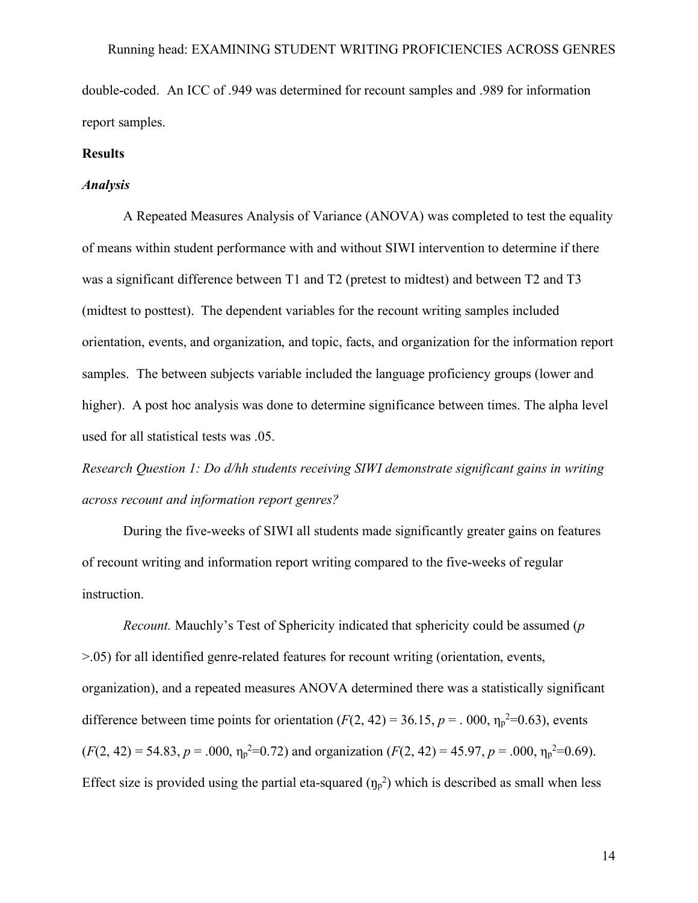double-coded. An ICC of .949 was determined for recount samples and .989 for information report samples.

## Results

### *Analysis*

A Repeated Measures Analysis of Variance (ANOVA) was completed to test the equality of means within student performance with and without SIWI intervention to determine if there was a significant difference between T1 and T2 (pretest to midtest) and between T2 and T3 (midtest to posttest). The dependent variables for the recount writing samples included orientation, events, and organization, and topic, facts, and organization for the information report samples. The between subjects variable included the language proficiency groups (lower and higher). A post hoc analysis was done to determine significance between times. The alpha level used for all statistical tests was .05.

*Research Question 1: Do d/hh students receiving SIWI demonstrate significant gains in writing across recount and information report genres?*

During the five-weeks of SIWI all students made significantly greater gains on features of recount writing and information report writing compared to the five-weeks of regular instruction.

*Recount.* Mauchly's Test of Sphericity indicated that sphericity could be assumed ($p > .05$) for all identified genre-related features for recount writing (orientation, events, organization), and a repeated measures ANOVA determined there was a statistically significant difference between time points for orientation ($F(2, 42) = 36.15$, $p = .000$, $\eta_p^2=0.63$), events ($F(2, 42) = 54.83$, $p = .000$, $\eta_p^2=0.72$) and organization ($F(2, 42) = 45.97$, $p = .000$, $\eta_p^2=0.69$). Effect size is provided using the partial eta-squared ($\eta_p^2$) which is described as small when less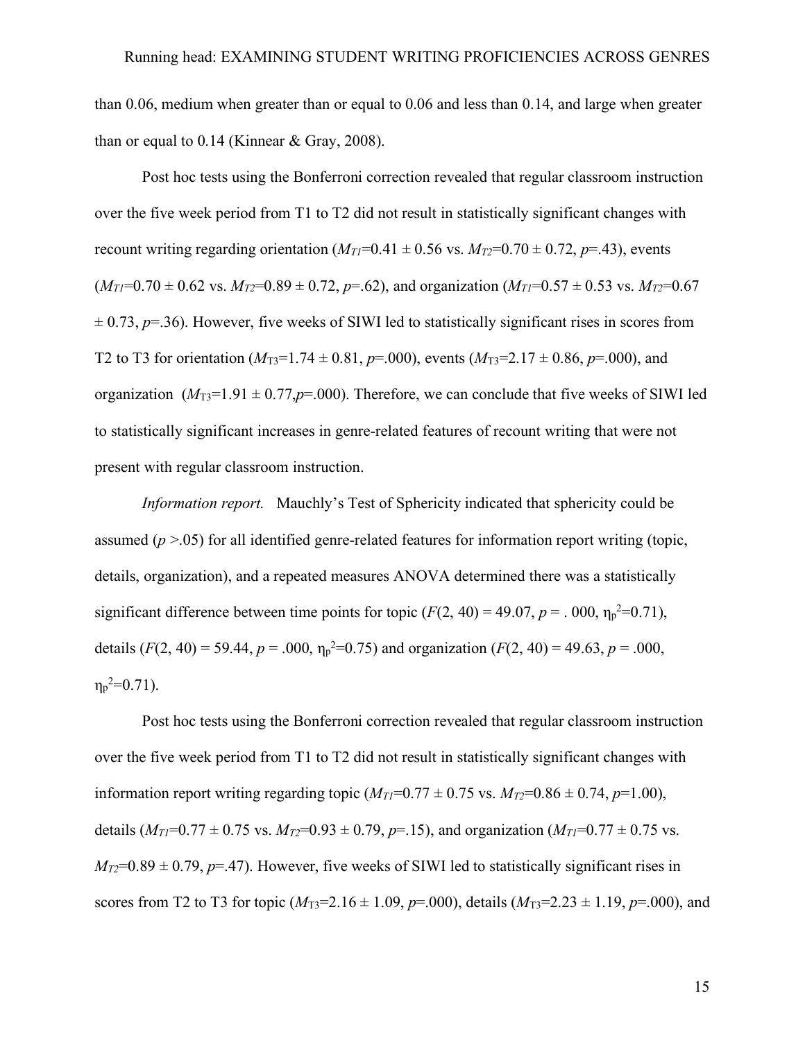than 0.06, medium when greater than or equal to 0.06 and less than 0.14, and large when greater than or equal to 0.14 (Kinnear & Gray, 2008).

Post hoc tests using the Bonferroni correction revealed that regular classroom instruction over the five week period from T1 to T2 did not result in statistically significant changes with recount writing regarding orientation ($M_{T1}$=0.41 ± 0.56 vs. $M_{T2}$=0.70 ± 0.72, *p*=.43), events ($M_{T1}$=0.70 ± 0.62 vs. $M_{T2}$=0.89 ± 0.72, *p*=.62), and organization ($M_{T1}$=0.57 ± 0.53 vs. $M_{T2}$=0.67 ± 0.73, *p*=.36). However, five weeks of SIWI led to statistically significant rises in scores from T2 to T3 for orientation ($M_{T3}$=1.74 ± 0.81, *p*=.000), events ($M_{T3}$=2.17 ± 0.86, *p*=.000), and organization ($M_{T3}$=1.91 ± 0.77,*p*=.000). Therefore, we can conclude that five weeks of SIWI led to statistically significant increases in genre-related features of recount writing that were not present with regular classroom instruction.

*Information report.* Mauchly's Test of Sphericity indicated that sphericity could be assumed ($p$ >.05) for all identified genre-related features for information report writing (topic, details, organization), and a repeated measures ANOVA determined there was a statistically significant difference between time points for topic ($F(2, 40) = 49.07$, $p$ = . 000, $\eta_p^2$=0.71), details ($F(2, 40) = 59.44$, $p$ = .000, $\eta_p^2$=0.75) and organization ($F(2, 40) = 49.63$, $p$ = .000, $\eta_p^2$=0.71).

Post hoc tests using the Bonferroni correction revealed that regular classroom instruction over the five week period from T1 to T2 did not result in statistically significant changes with information report writing regarding topic ($M_{T1}$=0.77 ± 0.75 vs. $M_{T2}$=0.86 ± 0.74, *p*=1.00), details ($M_{T1}$=0.77 ± 0.75 vs. $M_{T2}$=0.93 ± 0.79, *p*=.15), and organization ($M_{T1}$=0.77 ± 0.75 vs. $M_{T2}$=0.89 ± 0.79, *p*=.47). However, five weeks of SIWI led to statistically significant rises in scores from T2 to T3 for topic ($M_{T3}$=2.16 ± 1.09, *p*=.000), details ($M_{T3}$=2.23 ± 1.19, *p*=.000), and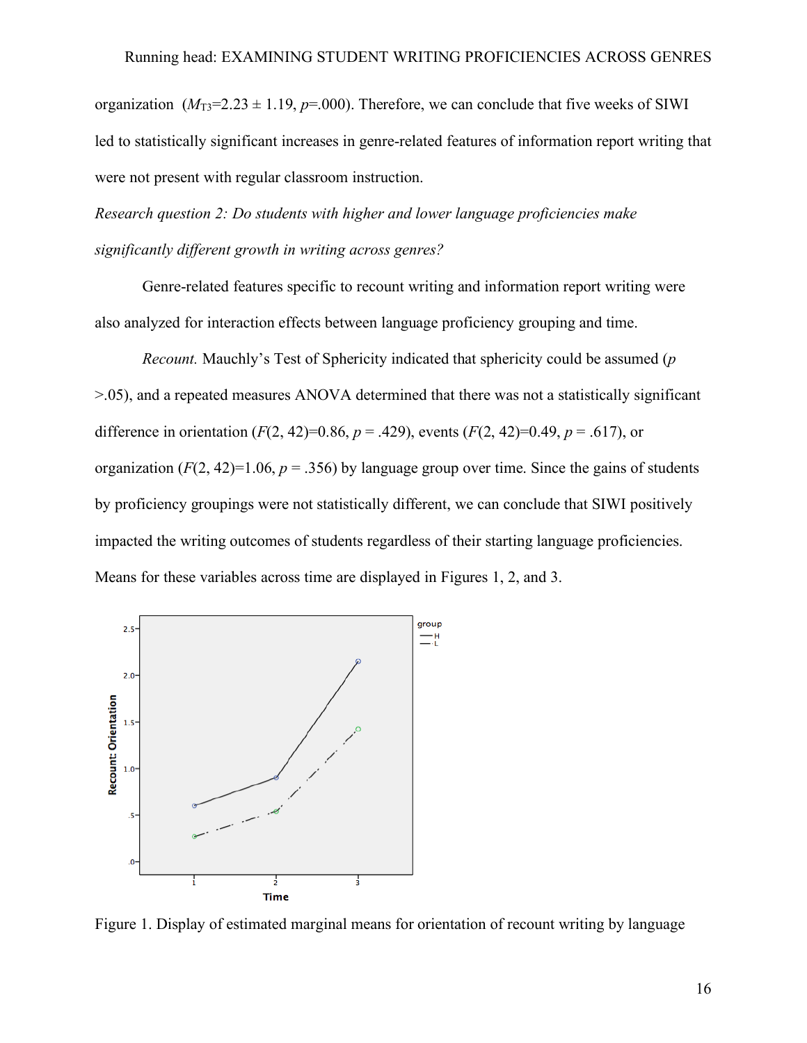organization ($M_{T3}$=2.23 ± 1.19, $p$=.000). Therefore, we can conclude that five weeks of SIWI led to statistically significant increases in genre-related features of information report writing that were not present with regular classroom instruction.

*Research question 2: Do students with higher and lower language proficiencies make significantly different growth in writing across genres?*

Genre-related features specific to recount writing and information report writing were also analyzed for interaction effects between language proficiency grouping and time.

*Recount.* Mauchly's Test of Sphericity indicated that sphericity could be assumed ($p$ >.05), and a repeated measures ANOVA determined that there was not a statistically significant difference in orientation ($F(2, 42)$=0.86, $p$ = .429), events ($F(2, 42)$=0.49, $p$ = .617), or organization ($F(2, 42)$=1.06, $p$ = .356) by language group over time. Since the gains of students by proficiency groupings were not statistically different, we can conclude that SIWI positively impacted the writing outcomes of students regardless of their starting language proficiencies. Means for these variables across time are displayed in Figures 1, 2, and 3.

group
H
L

2.5
2.0
1.5
1.0
.5
.0

Recount: Orientation

1
2
3

Time

Figure 1. Display of estimated marginal means for orientation of recount writing by language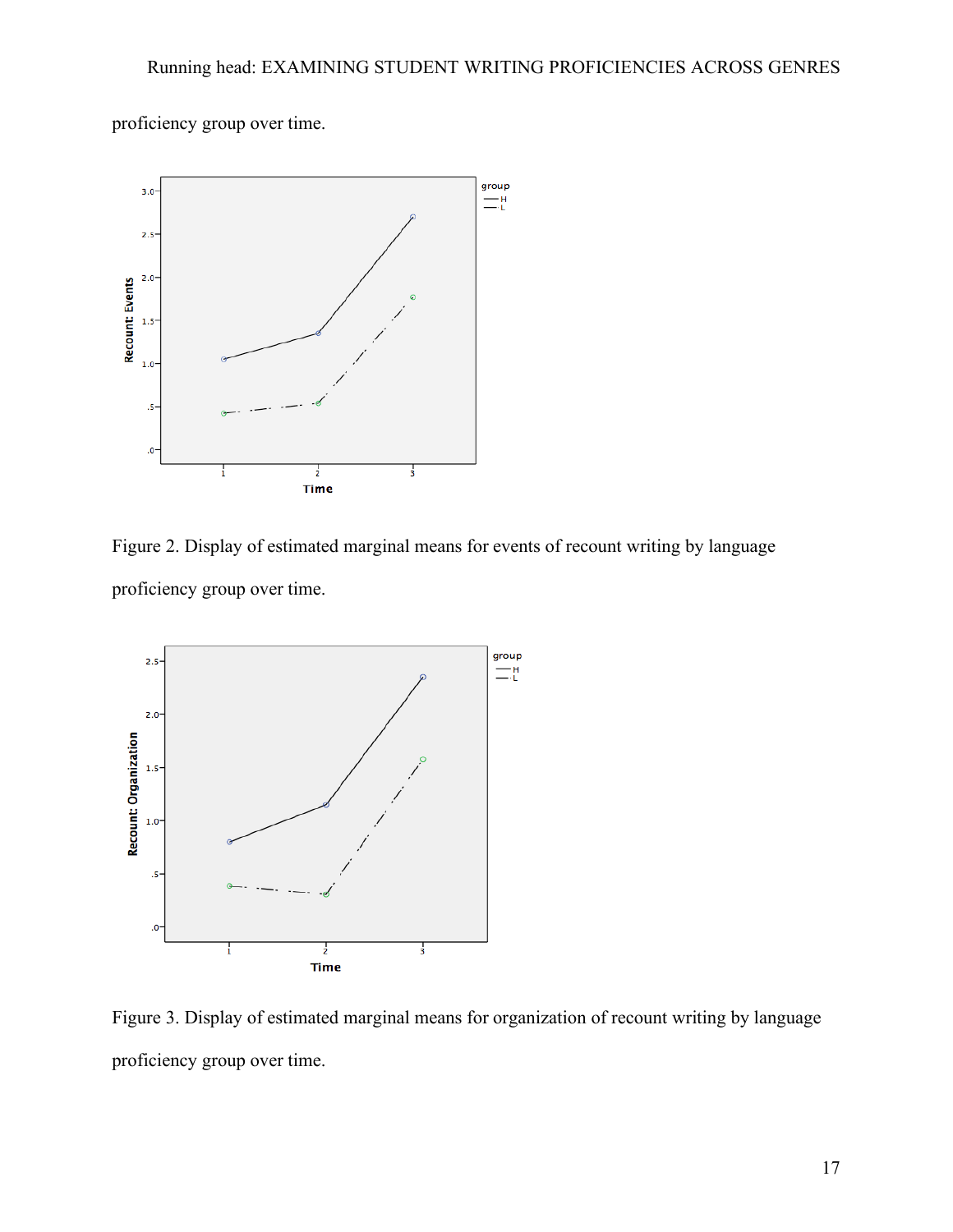proficiency group over time.

3.0
2.5
2.0
1.5
1.0
.5
.0
Recount: Events
1
2
3
Time
group
H
L

Figure 2. Display of estimated marginal means for events of recount writing by language proficiency group over time.

2.5
2.0
1.5
1.0
.5
.0
Recount: Organization
1
2
3
Time
group
H
L

Figure 3. Display of estimated marginal means for organization of recount writing by language proficiency group over time.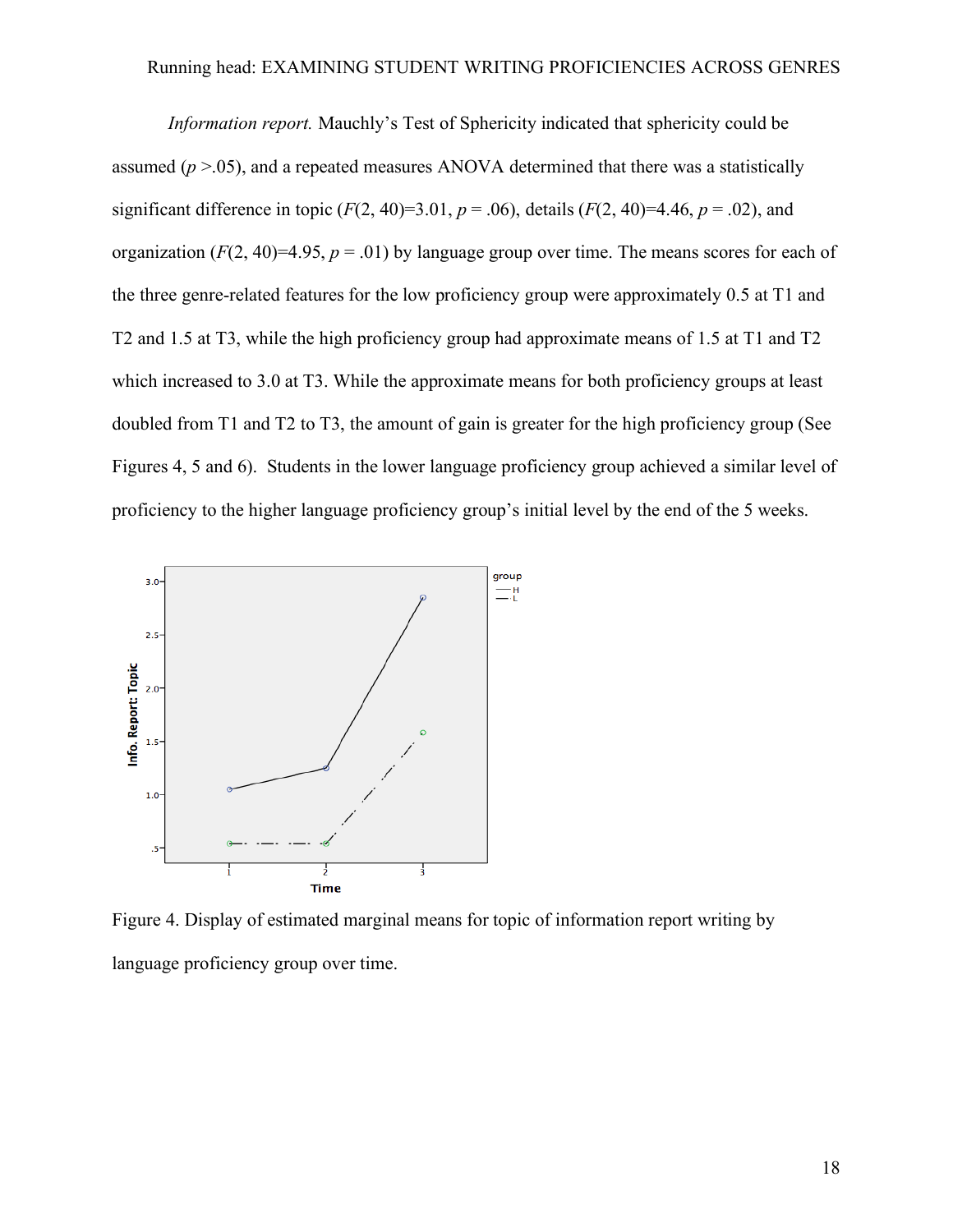*Information report.* Mauchly's Test of Sphericity indicated that sphericity could be assumed ($p > .05$), and a repeated measures ANOVA determined that there was a statistically significant difference in topic ($F(2, 40) = 3.01$, $p = .06$), details ($F(2, 40) = 4.46$, $p = .02$), and organization ($F(2, 40) = 4.95$, $p = .01$) by language group over time. The means scores for each of the three genre-related features for the low proficiency group were approximately 0.5 at T1 and T2 and 1.5 at T3, while the high proficiency group had approximate means of 1.5 at T1 and T2 which increased to 3.0 at T3. While the approximate means for both proficiency groups at least doubled from T1 and T2 to T3, the amount of gain is greater for the high proficiency group (See Figures 4, 5 and 6). Students in the lower language proficiency group achieved a similar level of proficiency to the higher language proficiency group's initial level by the end of the 5 weeks.

Info. Report: Topic

3.0
2.5
2.0
1.5
1.0
.5

Time

1
2
3

group
H
L

Figure 4. Display of estimated marginal means for topic of information report writing by language proficiency group over time.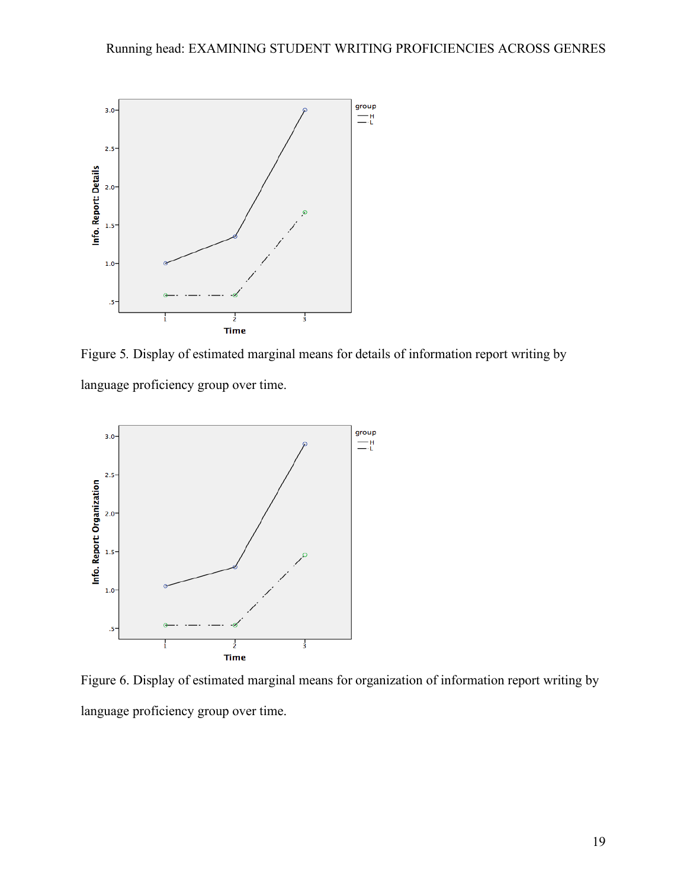3.0
2.5
2.0
1.5
1.0
.5

Info. Report: Details

1
2
3

Time

group
H
L

Figure 5. Display of estimated marginal means for details of information report writing by language proficiency group over time.

3.0
2.5
2.0
1.5
1.0
.5

Info. Report: Organization

1
2
3

Time

group
H
L

Figure 6. Display of estimated marginal means for organization of information report writing by language proficiency group over time.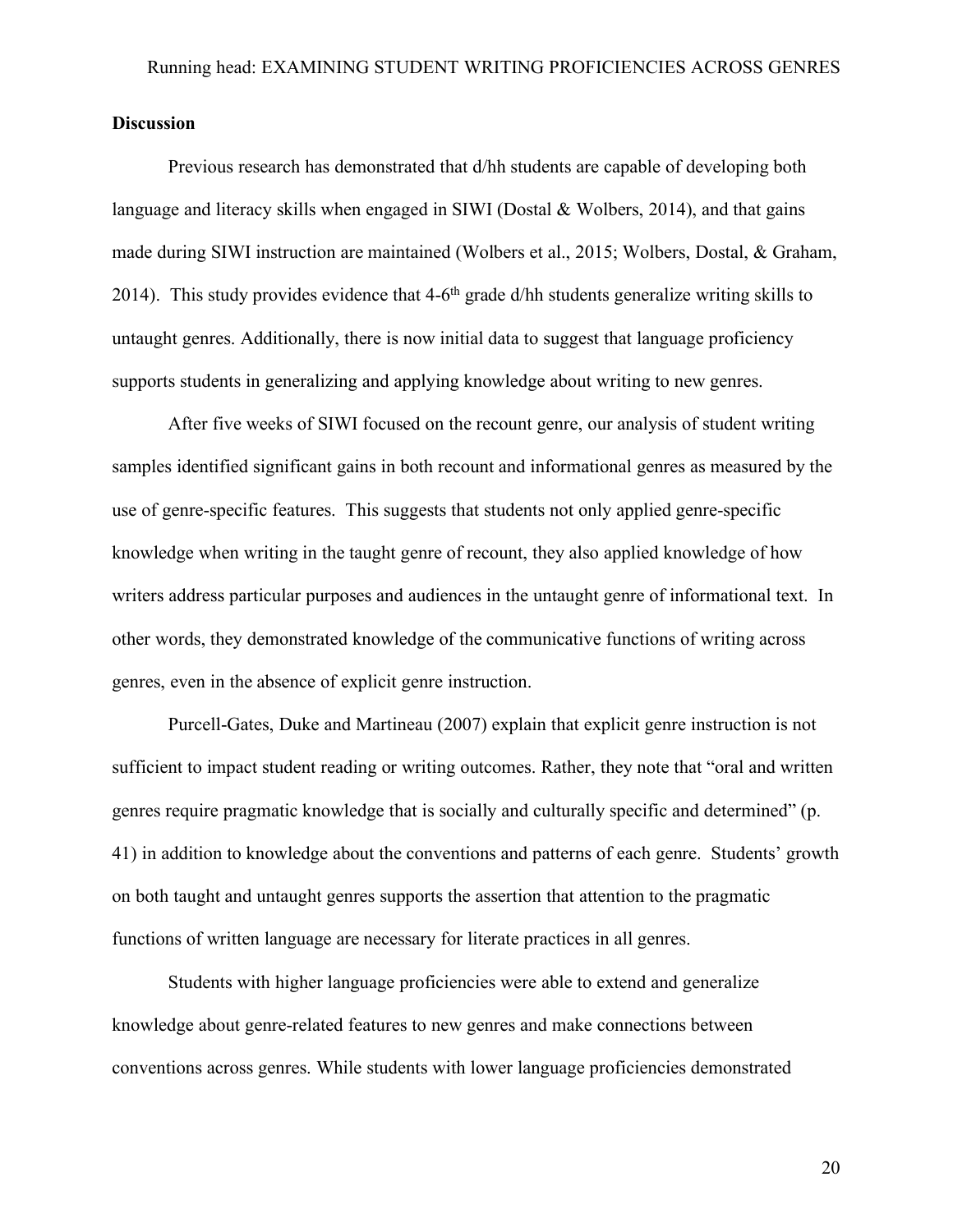**Discussion**

Previous research has demonstrated that d/hh students are capable of developing both language and literacy skills when engaged in SIWI (Dostal & Wolbers, 2014), and that gains made during SIWI instruction are maintained (Wolbers et al., 2015; Wolbers, Dostal, & Graham, 2014). This study provides evidence that 4-6th grade d/hh students generalize writing skills to untaught genres. Additionally, there is now initial data to suggest that language proficiency supports students in generalizing and applying knowledge about writing to new genres.

After five weeks of SIWI focused on the recount genre, our analysis of student writing samples identified significant gains in both recount and informational genres as measured by the use of genre-specific features. This suggests that students not only applied genre-specific knowledge when writing in the taught genre of recount, they also applied knowledge of how writers address particular purposes and audiences in the untaught genre of informational text. In other words, they demonstrated knowledge of the communicative functions of writing across genres, even in the absence of explicit genre instruction.

Purcell-Gates, Duke and Martineau (2007) explain that explicit genre instruction is not sufficient to impact student reading or writing outcomes. Rather, they note that "oral and written genres require pragmatic knowledge that is socially and culturally specific and determined" (p. 41) in addition to knowledge about the conventions and patterns of each genre. Students' growth on both taught and untaught genres supports the assertion that attention to the pragmatic functions of written language are necessary for literate practices in all genres.

Students with higher language proficiencies were able to extend and generalize knowledge about genre-related features to new genres and make connections between conventions across genres. While students with lower language proficiencies demonstrated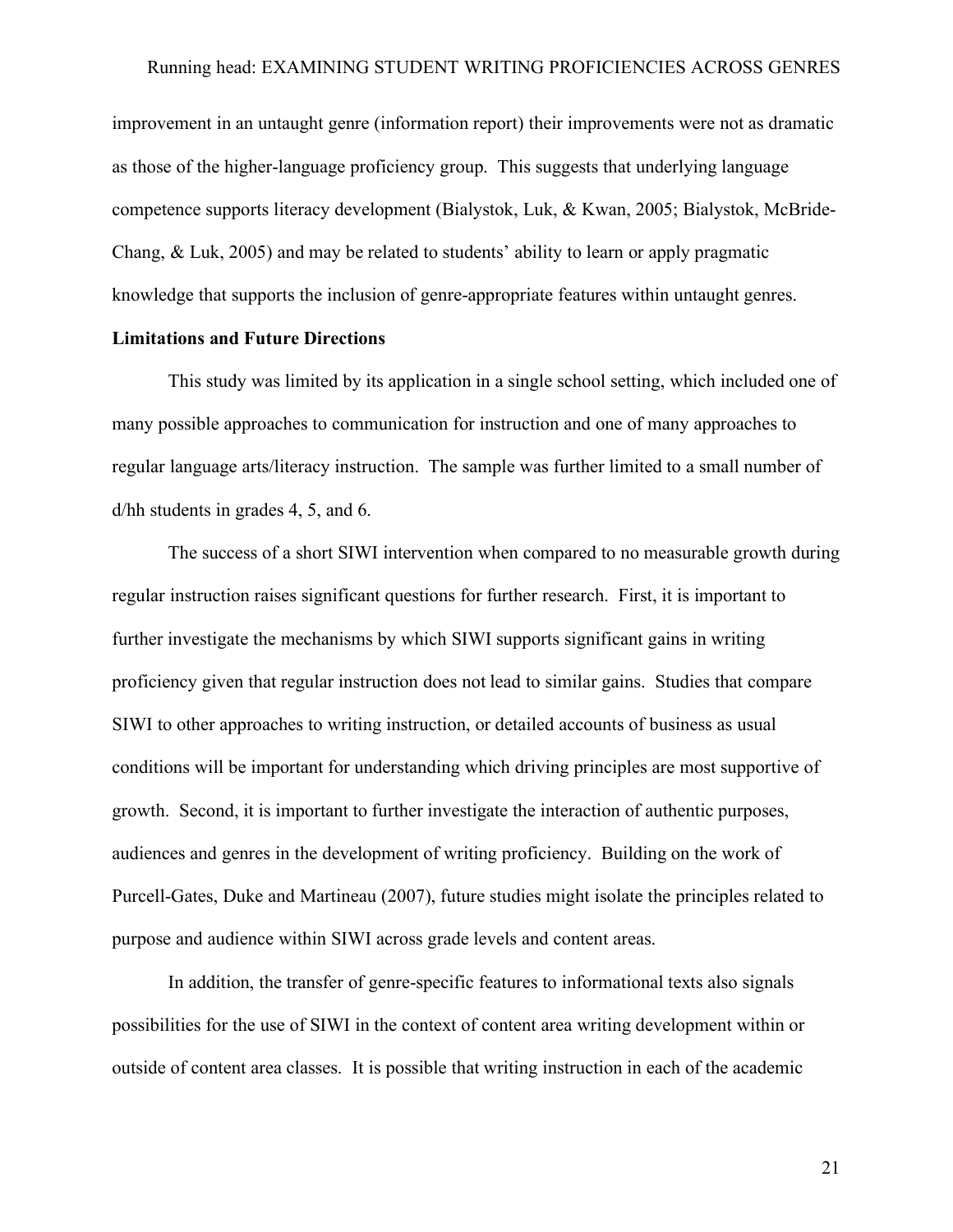improvement in an untaught genre (information report) their improvements were not as dramatic as those of the higher-language proficiency group. This suggests that underlying language competence supports literacy development (Bialystok, Luk, & Kwan, 2005; Bialystok, McBride-Chang, & Luk, 2005) and may be related to students' ability to learn or apply pragmatic knowledge that supports the inclusion of genre-appropriate features within untaught genres.

## Limitations and Future Directions

This study was limited by its application in a single school setting, which included one of many possible approaches to communication for instruction and one of many approaches to regular language arts/literacy instruction. The sample was further limited to a small number of d/hh students in grades 4, 5, and 6.

The success of a short SIWI intervention when compared to no measurable growth during regular instruction raises significant questions for further research. First, it is important to further investigate the mechanisms by which SIWI supports significant gains in writing proficiency given that regular instruction does not lead to similar gains. Studies that compare SIWI to other approaches to writing instruction, or detailed accounts of business as usual conditions will be important for understanding which driving principles are most supportive of growth. Second, it is important to further investigate the interaction of authentic purposes, audiences and genres in the development of writing proficiency. Building on the work of Purcell-Gates, Duke and Martineau (2007), future studies might isolate the principles related to purpose and audience within SIWI across grade levels and content areas.

In addition, the transfer of genre-specific features to informational texts also signals possibilities for the use of SIWI in the context of content area writing development within or outside of content area classes. It is possible that writing instruction in each of the academic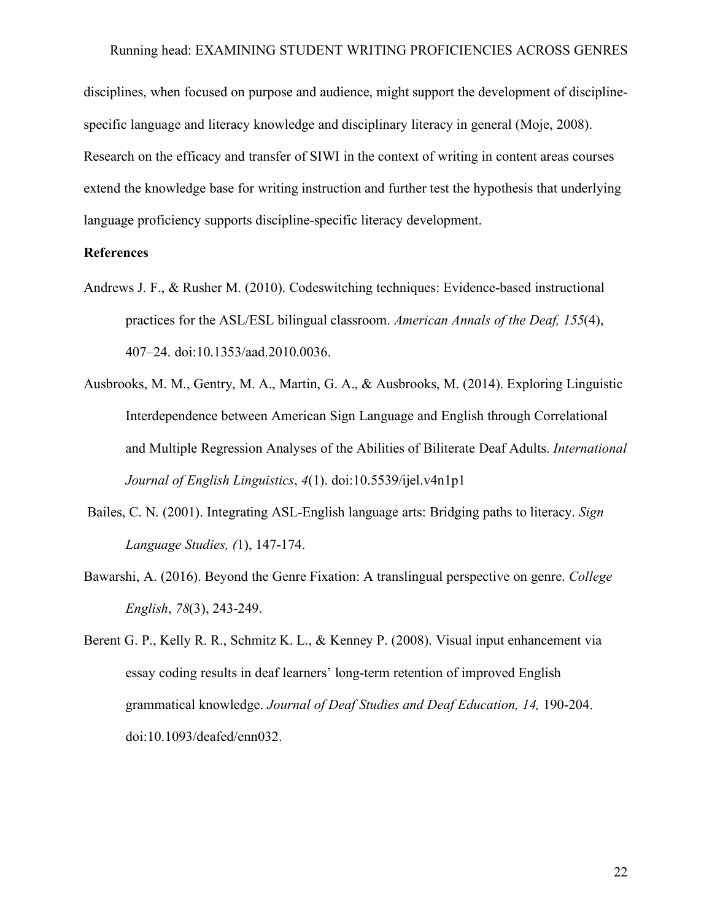disciplines, when focused on purpose and audience, might support the development of discipline-specific language and literacy knowledge and disciplinary literacy in general (Moje, 2008). Research on the efficacy and transfer of SIWI in the context of writing in content areas courses extend the knowledge base for writing instruction and further test the hypothesis that underlying language proficiency supports discipline-specific literacy development.

**References**

Andrews J. F., & Rusher M. (2010). Codeswitching techniques: Evidence-based instructional practices for the ASL/ESL bilingual classroom. *American Annals of the Deaf, 155*(4), 407–24. doi:10.1353/aad.2010.0036.

Ausbrooks, M. M., Gentry, M. A., Martin, G. A., & Ausbrooks, M. (2014). Exploring Linguistic Interdependence between American Sign Language and English through Correlational and Multiple Regression Analyses of the Abilities of Biliterate Deaf Adults. *International Journal of English Linguistics*, *4*(1). doi:10.5539/ijel.v4n1p1

Bailes, C. N. (2001). Integrating ASL-English language arts: Bridging paths to literacy. *Sign Language Studies, (*1), 147-174.

Bawarshi, A. (2016). Beyond the Genre Fixation: A translingual perspective on genre. *College English*, *78*(3), 243-249.

Berent G. P., Kelly R. R., Schmitz K. L., & Kenney P. (2008). Visual input enhancement via essay coding results in deaf learners' long-term retention of improved English grammatical knowledge. *Journal of Deaf Studies and Deaf Education, 14,* 190-204. doi:10.1093/deafed/enn032.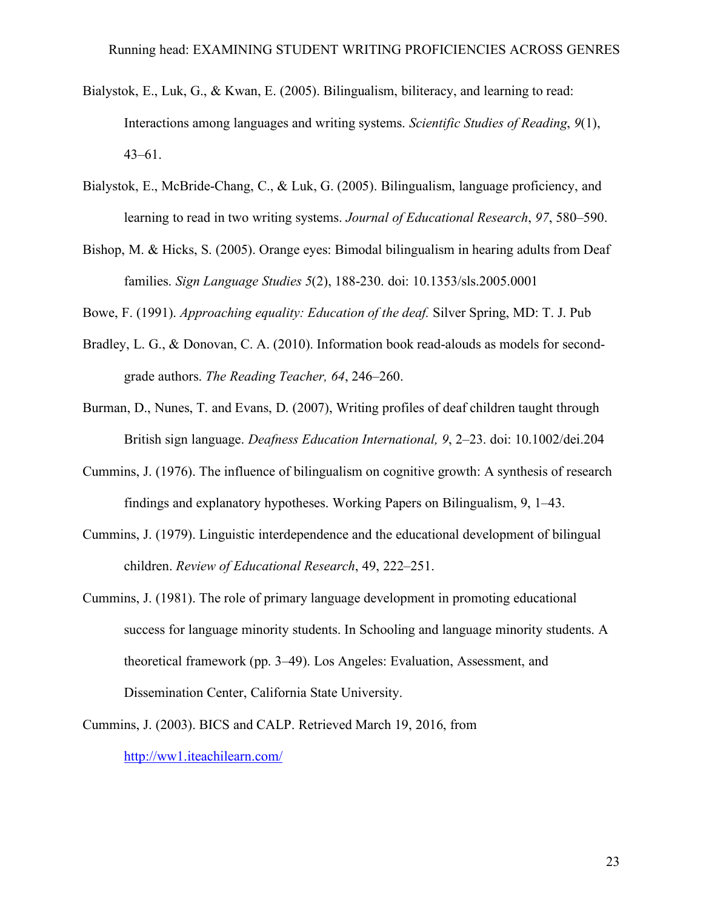Bialystok, E., Luk, G., & Kwan, E. (2005). Bilingualism, biliteracy, and learning to read: Interactions among languages and writing systems. *Scientific Studies of Reading*, *9*(1), 43–61.

Bialystok, E., McBride-Chang, C., & Luk, G. (2005). Bilingualism, language proficiency, and learning to read in two writing systems. *Journal of Educational Research*, *97*, 580–590.

Bishop, M. & Hicks, S. (2005). Orange eyes: Bimodal bilingualism in hearing adults from Deaf families. *Sign Language Studies 5*(2), 188-230. doi: 10.1353/sls.2005.0001

Bowe, F. (1991). *Approaching equality: Education of the deaf.* Silver Spring, MD: T. J. Pub

Bradley, L. G., & Donovan, C. A. (2010). Information book read-alouds as models for second-grade authors. *The Reading Teacher, 64*, 246–260.

Burman, D., Nunes, T. and Evans, D. (2007), Writing profiles of deaf children taught through British sign language. *Deafness Education International, 9*, 2–23. doi: 10.1002/dei.204

Cummins, J. (1976). The influence of bilingualism on cognitive growth: A synthesis of research findings and explanatory hypotheses. Working Papers on Bilingualism, 9, 1–43.

Cummins, J. (1979). Linguistic interdependence and the educational development of bilingual children. *Review of Educational Research*, 49, 222–251.

Cummins, J. (1981). The role of primary language development in promoting educational success for language minority students. In Schooling and language minority students. A theoretical framework (pp. 3–49). Los Angeles: Evaluation, Assessment, and Dissemination Center, California State University.

Cummins, J. (2003). BICS and CALP. Retrieved March 19, 2016, from http://ww1.iteachilearn.com/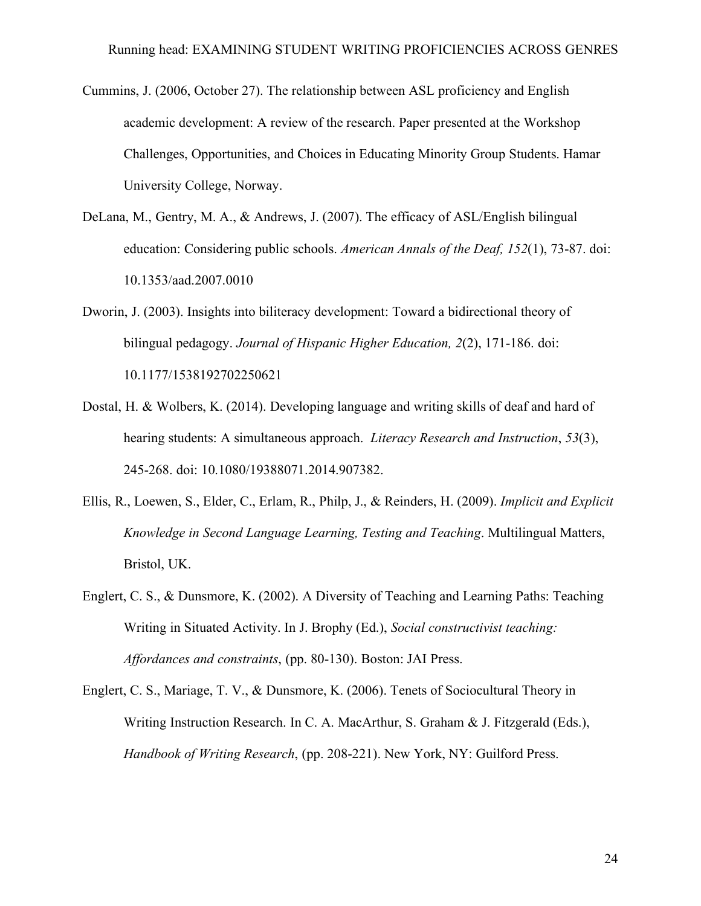Cummins, J. (2006, October 27). The relationship between ASL proficiency and English academic development: A review of the research. Paper presented at the Workshop Challenges, Opportunities, and Choices in Educating Minority Group Students. Hamar University College, Norway.

DeLana, M., Gentry, M. A., & Andrews, J. (2007). The efficacy of ASL/English bilingual education: Considering public schools. *American Annals of the Deaf, 152*(1), 73-87. doi: 10.1353/aad.2007.0010

Dworin, J. (2003). Insights into biliteracy development: Toward a bidirectional theory of bilingual pedagogy. *Journal of Hispanic Higher Education, 2*(2), 171-186. doi: 10.1177/1538192702250621

Dostal, H. & Wolbers, K. (2014). Developing language and writing skills of deaf and hard of hearing students: A simultaneous approach. *Literacy Research and Instruction*, *53*(3), 245-268. doi: 10.1080/19388071.2014.907382.

Ellis, R., Loewen, S., Elder, C., Erlam, R., Philp, J., & Reinders, H. (2009). *Implicit and Explicit Knowledge in Second Language Learning, Testing and Teaching*. Multilingual Matters, Bristol, UK.

Englert, C. S., & Dunsmore, K. (2002). A Diversity of Teaching and Learning Paths: Teaching Writing in Situated Activity. In J. Brophy (Ed.), *Social constructivist teaching: Affordances and constraints*, (pp. 80-130). Boston: JAI Press.

Englert, C. S., Mariage, T. V., & Dunsmore, K. (2006). Tenets of Sociocultural Theory in Writing Instruction Research. In C. A. MacArthur, S. Graham & J. Fitzgerald (Eds.), *Handbook of Writing Research*, (pp. 208-221). New York, NY: Guilford Press.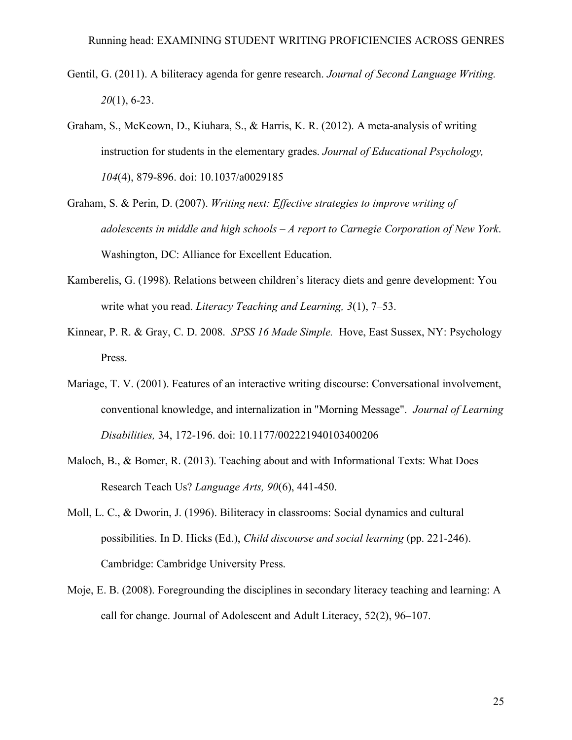Gentil, G. (2011). A biliteracy agenda for genre research. *Journal of Second Language Writing. 20*(1), 6-23.

Graham, S., McKeown, D., Kiuhara, S., & Harris, K. R. (2012). A meta-analysis of writing instruction for students in the elementary grades. *Journal of Educational Psychology, 104*(4), 879-896. doi: 10.1037/a0029185

Graham, S. & Perin, D. (2007). *Writing next: Effective strategies to improve writing of adolescents in middle and high schools – A report to Carnegie Corporation of New York*. Washington, DC: Alliance for Excellent Education.

Kamberelis, G. (1998). Relations between children's literacy diets and genre development: You write what you read. *Literacy Teaching and Learning, 3*(1), 7–53.

Kinnear, P. R. & Gray, C. D. 2008. *SPSS 16 Made Simple.* Hove, East Sussex, NY: Psychology Press.

Mariage, T. V. (2001). Features of an interactive writing discourse: Conversational involvement, conventional knowledge, and internalization in "Morning Message". *Journal of Learning Disabilities,* 34, 172-196. doi: 10.1177/002221940103400206

Maloch, B., & Bomer, R. (2013). Teaching about and with Informational Texts: What Does Research Teach Us? *Language Arts, 90*(6), 441-450.

Moll, L. C., & Dworin, J. (1996). Biliteracy in classrooms: Social dynamics and cultural possibilities. In D. Hicks (Ed.), *Child discourse and social learning* (pp. 221-246). Cambridge: Cambridge University Press.

Moje, E. B. (2008). Foregrounding the disciplines in secondary literacy teaching and learning: A call for change. Journal of Adolescent and Adult Literacy, 52(2), 96–107.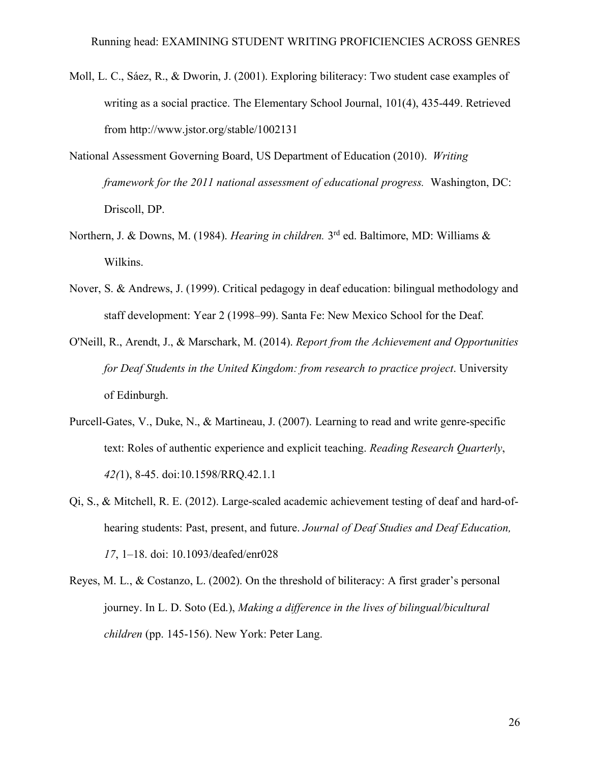Moll, L. C., Sáez, R., & Dworin, J. (2001). Exploring biliteracy: Two student case examples of writing as a social practice. The Elementary School Journal, 101(4), 435-449. Retrieved from http://www.jstor.org/stable/1002131

National Assessment Governing Board, US Department of Education (2010). *Writing framework for the 2011 national assessment of educational progress.* Washington, DC: Driscoll, DP.

Northern, J. & Downs, M. (1984). *Hearing in children.* 3rd ed. Baltimore, MD: Williams & Wilkins.

Nover, S. & Andrews, J. (1999). Critical pedagogy in deaf education: bilingual methodology and staff development: Year 2 (1998–99). Santa Fe: New Mexico School for the Deaf.

O'Neill, R., Arendt, J., & Marschark, M. (2014). *Report from the Achievement and Opportunities for Deaf Students in the United Kingdom: from research to practice project*. University of Edinburgh.

Purcell-Gates, V., Duke, N., & Martineau, J. (2007). Learning to read and write genre-specific text: Roles of authentic experience and explicit teaching. *Reading Research Quarterly*, *42(*1), 8-45. doi:10.1598/RRQ.42.1.1

Qi, S., & Mitchell, R. E. (2012). Large-scaled academic achievement testing of deaf and hard-of-hearing students: Past, present, and future. *Journal of Deaf Studies and Deaf Education, 17*, 1–18. doi: 10.1093/deafed/enr028

Reyes, M. L., & Costanzo, L. (2002). On the threshold of biliteracy: A first grader's personal journey. In L. D. Soto (Ed.), *Making a difference in the lives of bilingual/bicultural children* (pp. 145-156). New York: Peter Lang.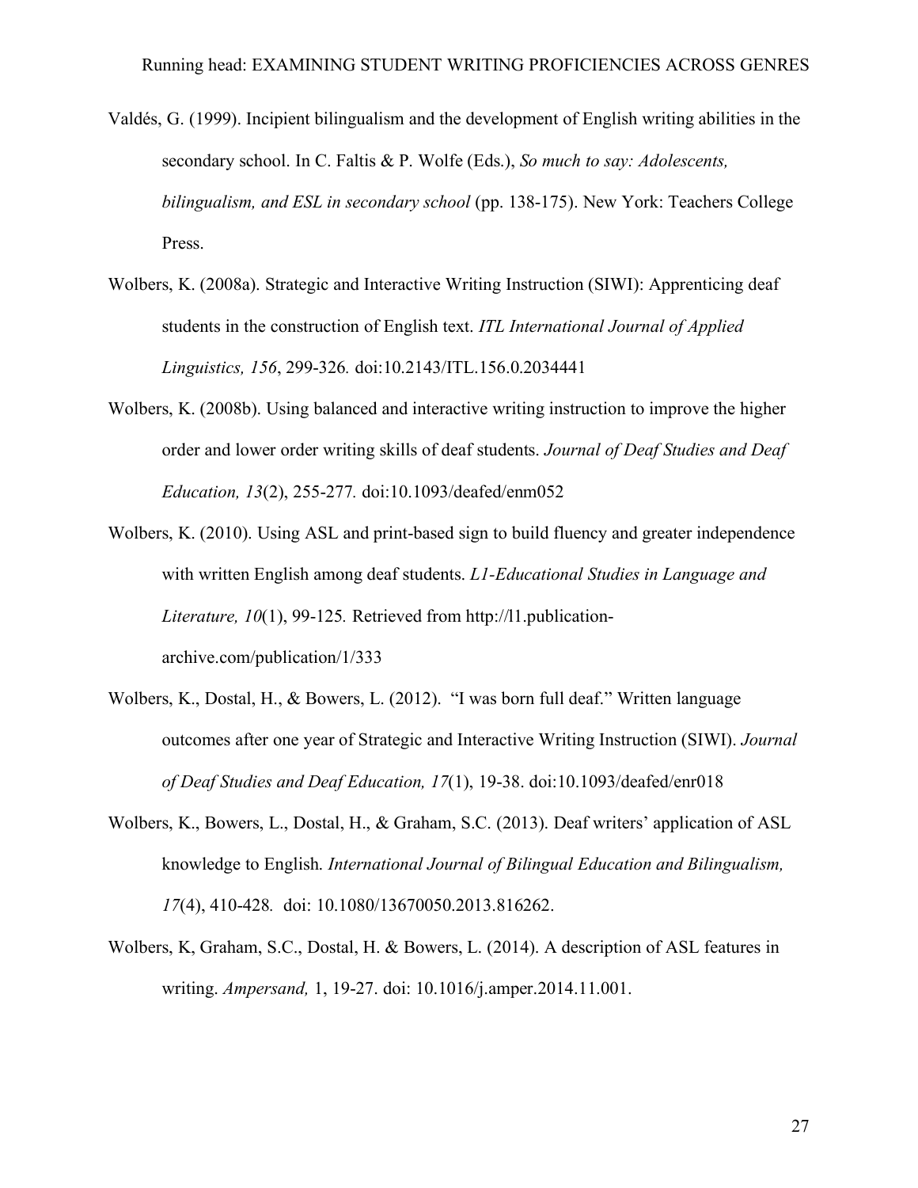Valdés, G. (1999). Incipient bilingualism and the development of English writing abilities in the secondary school. In C. Faltis & P. Wolfe (Eds.), *So much to say: Adolescents, bilingualism, and ESL in secondary school* (pp. 138-175). New York: Teachers College Press.

Wolbers, K. (2008a). Strategic and Interactive Writing Instruction (SIWI): Apprenticing deaf students in the construction of English text. *ITL International Journal of Applied Linguistics, 156*, 299-326. doi:10.2143/ITL.156.0.2034441

Wolbers, K. (2008b). Using balanced and interactive writing instruction to improve the higher order and lower order writing skills of deaf students. *Journal of Deaf Studies and Deaf Education, 13*(2), 255-277. doi:10.1093/deafed/enm052

Wolbers, K. (2010). Using ASL and print-based sign to build fluency and greater independence with written English among deaf students. *L1-Educational Studies in Language and Literature, 10*(1), 99-125. Retrieved from http://l1.publication-archive.com/publication/1/333

Wolbers, K., Dostal, H., & Bowers, L. (2012). "I was born full deaf." Written language outcomes after one year of Strategic and Interactive Writing Instruction (SIWI). *Journal of Deaf Studies and Deaf Education, 17*(1), 19-38. doi:10.1093/deafed/enr018

Wolbers, K., Bowers, L., Dostal, H., & Graham, S.C. (2013). Deaf writers' application of ASL knowledge to English. *International Journal of Bilingual Education and Bilingualism, 17*(4), 410-428. doi: 10.1080/13670050.2013.816262.

Wolbers, K, Graham, S.C., Dostal, H. & Bowers, L. (2014). A description of ASL features in writing. *Ampersand,* 1, 19-27. doi: 10.1016/j.amper.2014.11.001.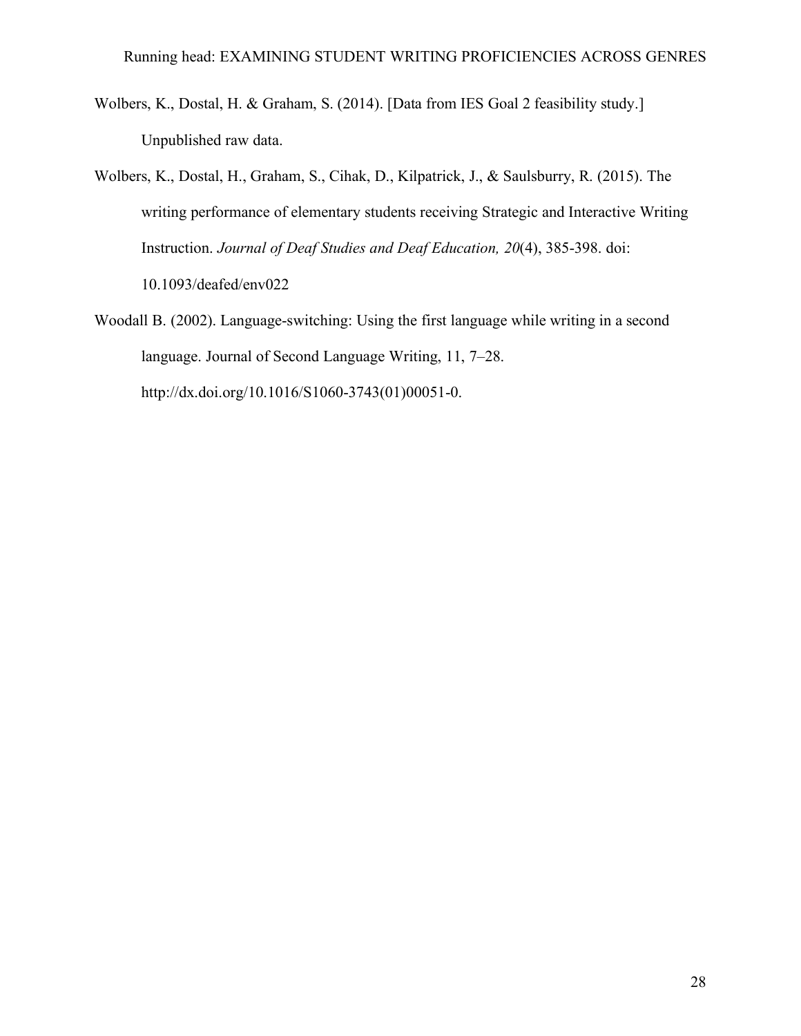Wolbers, K., Dostal, H. & Graham, S. (2014). [Data from IES Goal 2 feasibility study.] Unpublished raw data.

Wolbers, K., Dostal, H., Graham, S., Cihak, D., Kilpatrick, J., & Saulsburry, R. (2015). The writing performance of elementary students receiving Strategic and Interactive Writing Instruction. *Journal of Deaf Studies and Deaf Education, 20*(4), 385-398. doi: 10.1093/deafed/env022

Woodall B. (2002). Language-switching: Using the first language while writing in a second language. Journal of Second Language Writing, 11, 7–28. http://dx.doi.org/10.1016/S1060-3743(01)00051-0.